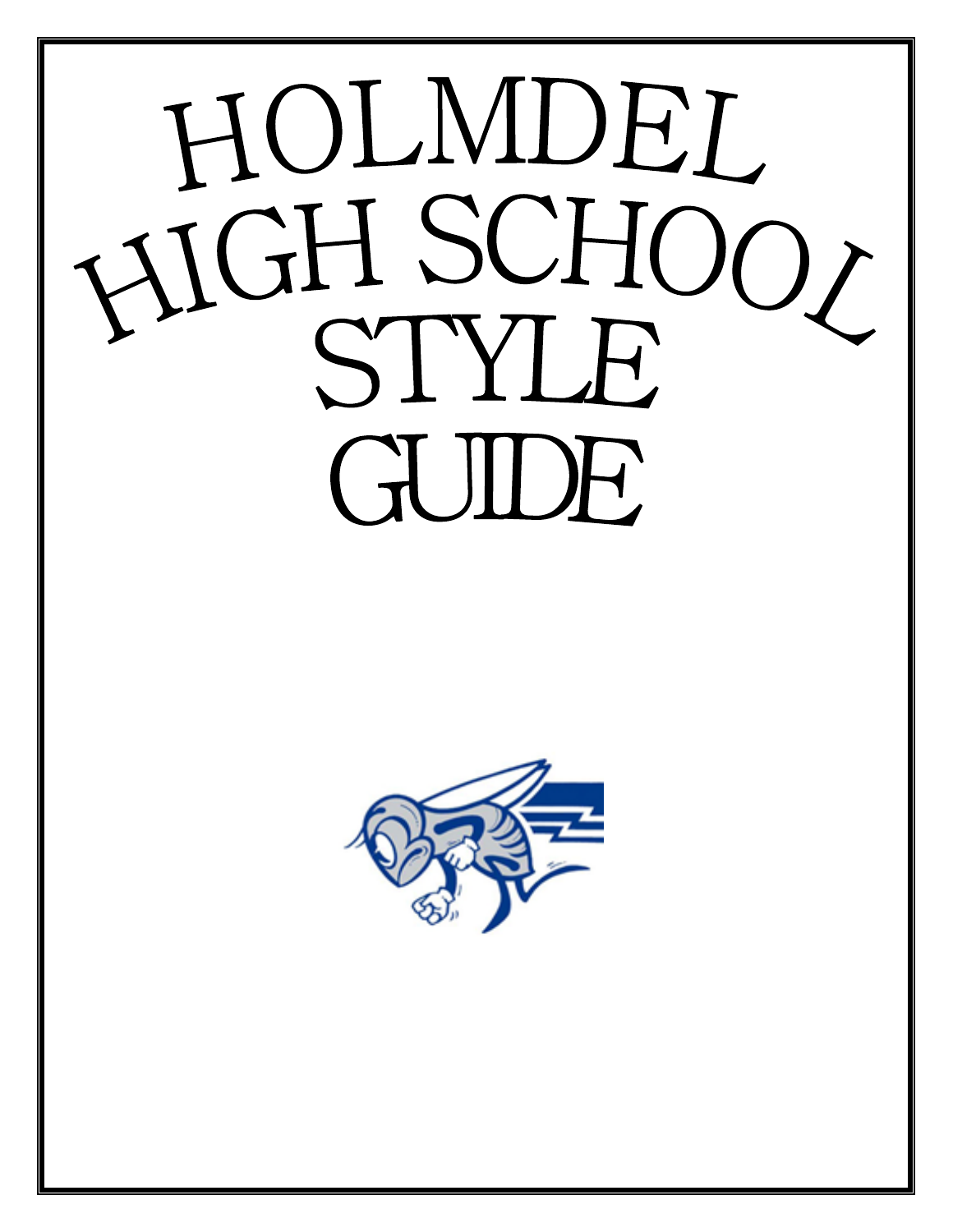# HOLMDEL HIGH SCHOOL STYLE GUIDE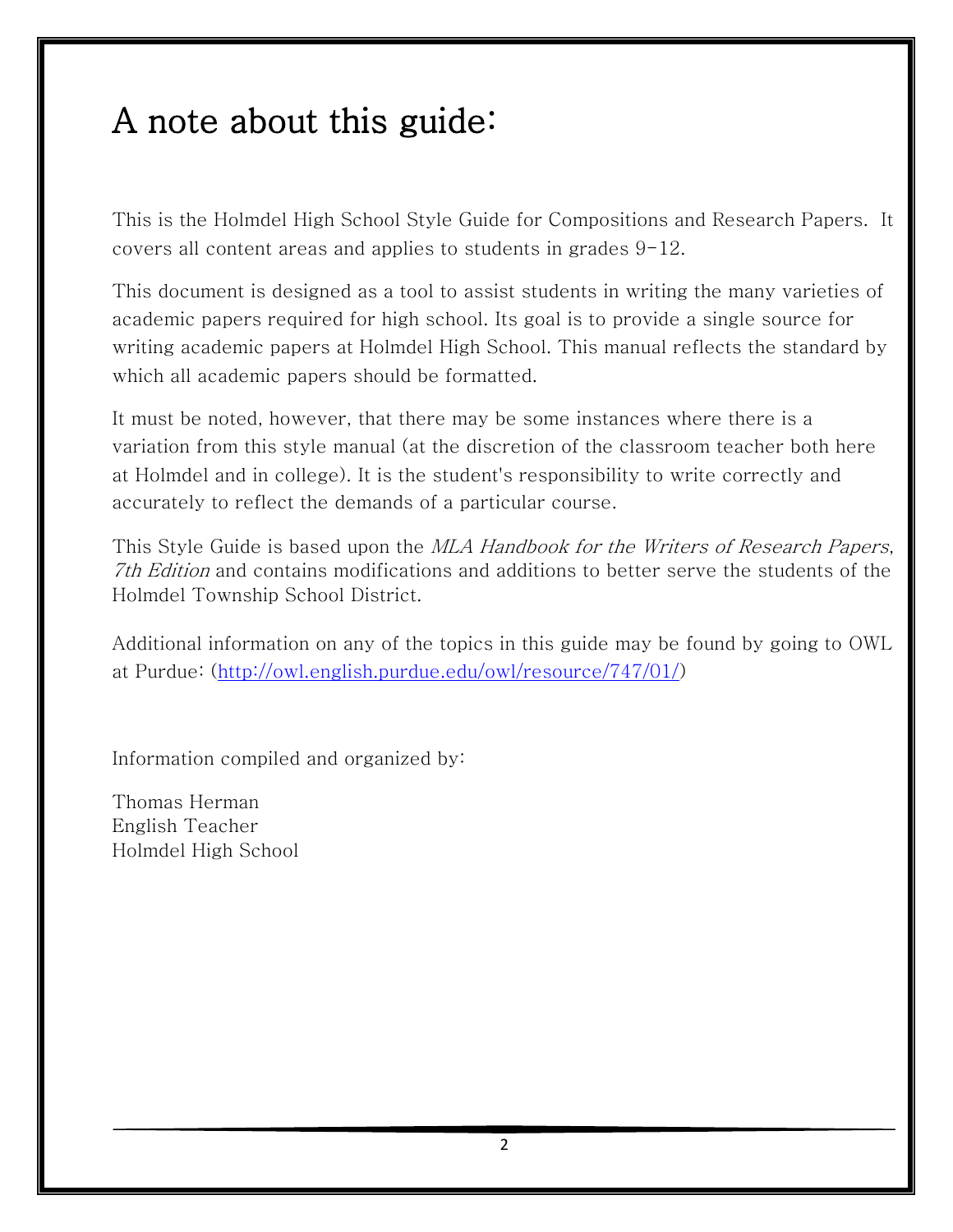# A note about this guide:

This is the Holmdel High School Style Guide for Compositions and Research Papers. It covers all content areas and applies to students in grades 9-12.

This document is designed as a tool to assist students in writing the many varieties of academic papers required for high school. Its goal is to provide a single source for writing academic papers at Holmdel High School. This manual reflects the standard by which all academic papers should be formatted.

It must be noted, however, that there may be some instances where there is a variation from this style manual (at the discretion of the classroom teacher both here at Holmdel and in college). It is the student's responsibility to write correctly and accurately to reflect the demands of a particular course.

This Style Guide is based upon the *MLA Handbook for the Writers of Research Papers*, *7th Edition* and contains modifications and additions to better serve the students of the Holmdel Township School District.

Additional information on any of the topics in this guide may be found by going to OWL at Purdue: (http://owl.english.purdue.edu/owl/resource/747/01/)

Information compiled and organized by:

Thomas Herman  
English Teacher  
Holmdel High School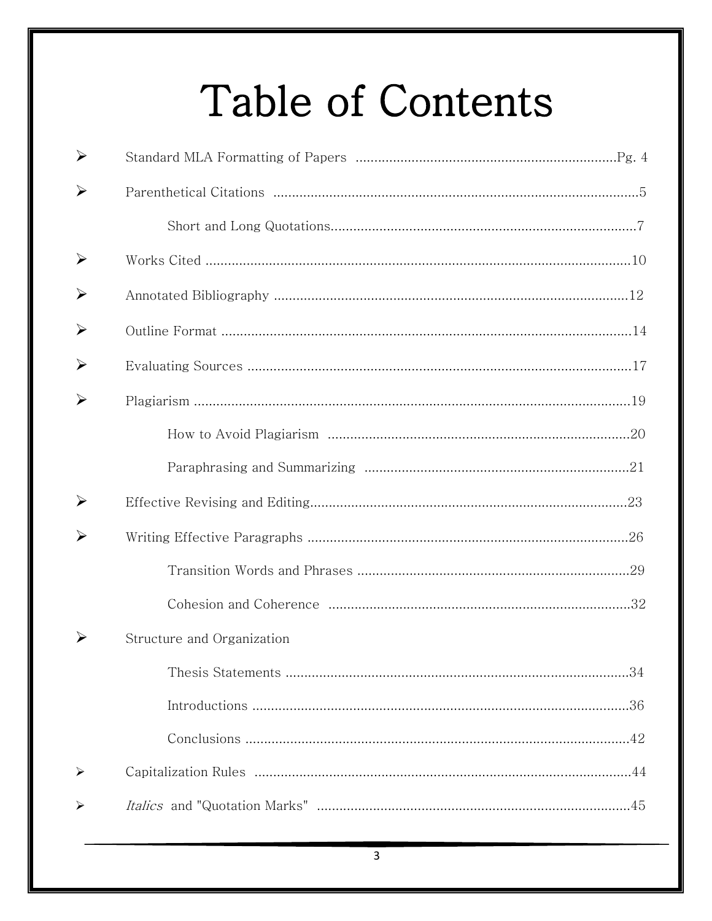# Table of Contents

- Standard MLA Formatting of Papers ....................................................................Pg. 4
- Parenthetical Citations .................................................................................................5
  - Short and Long Quotations..................................................................................7
- Works Cited ..................................................................................................................10
- Annotated Bibliography ...............................................................................................12
- Outline Format ..............................................................................................................14
- Evaluating Sources .......................................................................................................17
- Plagiarism .....................................................................................................................19
  - How to Avoid Plagiarism .................................................................................20
  - Paraphrasing and Summarizing .......................................................................21
- Effective Revising and Editing.....................................................................................23
- Writing Effective Paragraphs ......................................................................................26
  - Transition Words and Phrases .........................................................................29
  - Cohesion and Coherence .................................................................................32
- Structure and Organization
  - Thesis Statements ............................................................................................34
  - Introductions ....................................................................................................36
  - Conclusions .......................................................................................................42
- Capitalization Rules ....................................................................................................44
- *Italics* and "Quotation Marks" ....................................................................................45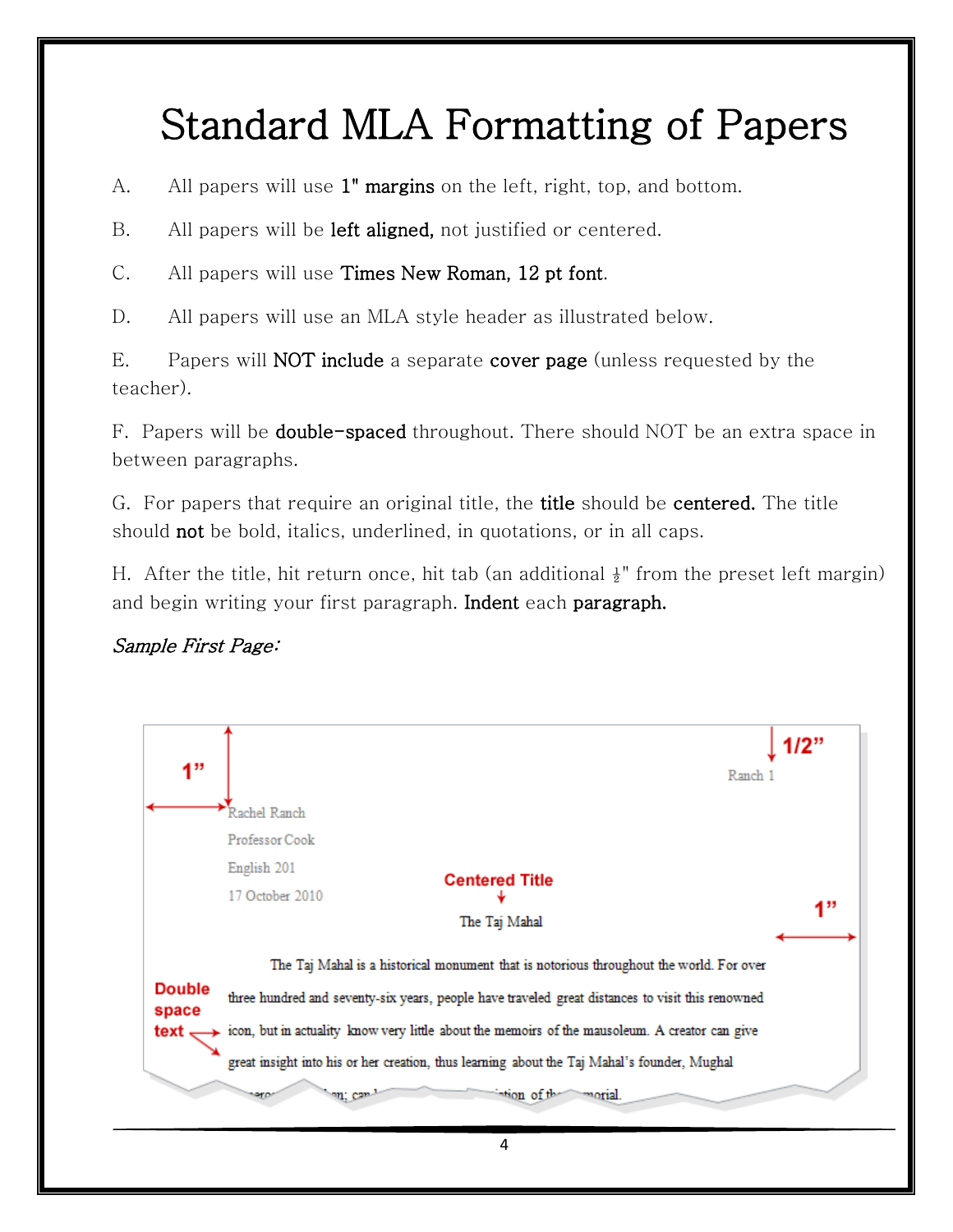# Standard MLA Formatting of Papers

A. All papers will use **1" margins** on the left, right, top, and bottom.

B. All papers will be **left aligned,** not justified or centered.

C. All papers will use **Times New Roman, 12 pt font**.

D. All papers will use an MLA style header as illustrated below.

E. Papers will **NOT include** a separate **cover page** (unless requested by the teacher).

F. Papers will be **double-spaced** throughout. There should NOT be an extra space in between paragraphs.

G. For papers that require an original title, the **title** should be **centered.** The title should **not** be bold, italics, underlined, in quotations, or in all caps.

H. After the title, hit return once, hit tab (an additional ½" from the preset left margin) and begin writing your first paragraph. **Indent** each **paragraph.**

*Sample First Page:*

1/2"

Ranch 1

1"

Rachel Ranch

Professor Cook

English 201

17 October 2010

Centered Title

The Taj Mahal

1"

The Taj Mahal is a historical monument that is notorious throughout the world. For over three hundred and seventy-six years, people have traveled great distances to visit this renowned icon, but in actuality know very little about the memoirs of the mausoleum. A creator can give great insight into his or her creation, thus learning about the Taj Mahal's founder, Mughal

Double space text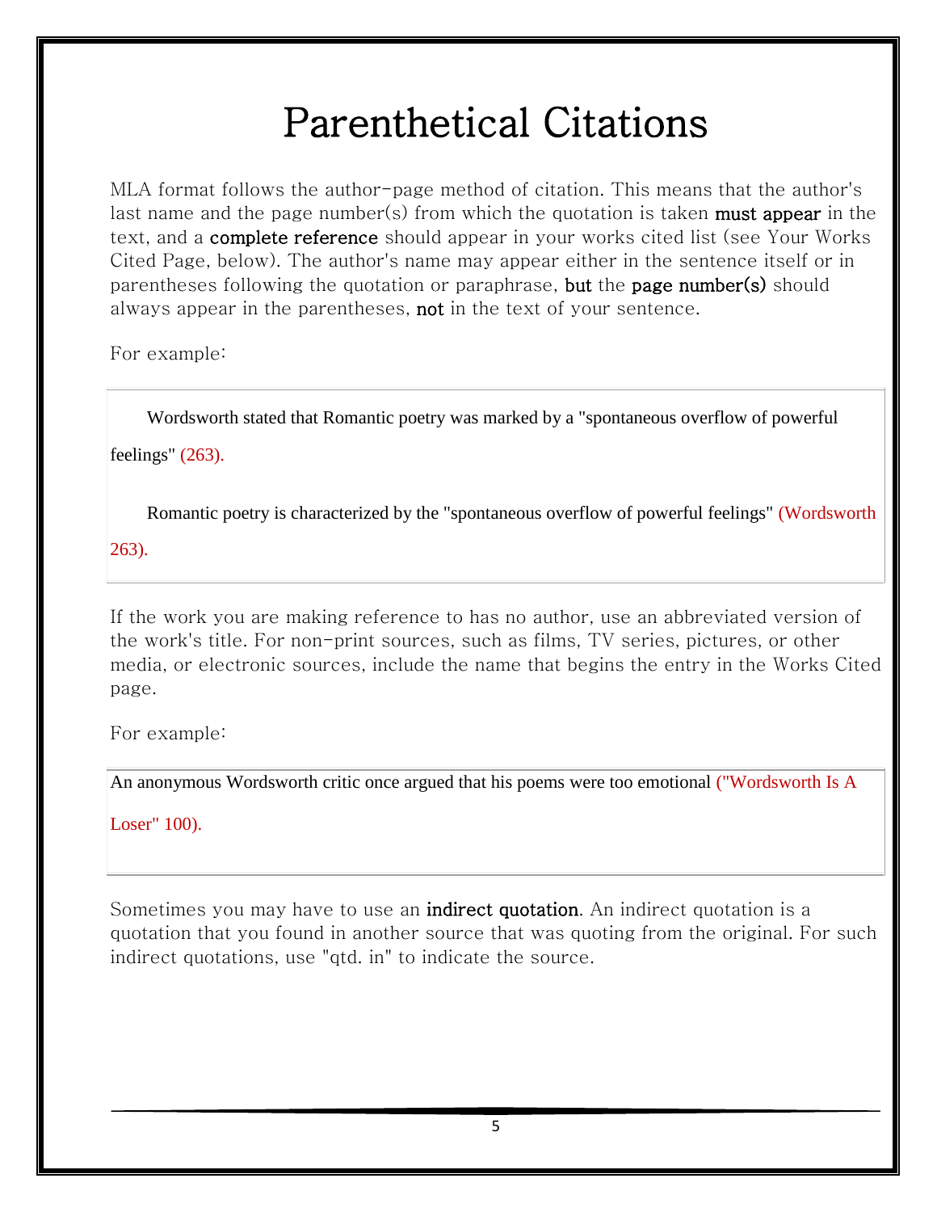# Parenthetical Citations

MLA format follows the author-page method of citation. This means that the author's last name and the page number(s) from which the quotation is taken **must appear** in the text, and a **complete reference** should appear in your works cited list (see Your Works Cited Page, below). The author's name may appear either in the sentence itself or in parentheses following the quotation or paraphrase, **but** the **page number(s)** should always appear in the parentheses, **not** in the text of your sentence.

For example:

> Wordsworth stated that Romantic poetry was marked by a "spontaneous overflow of powerful feelings" (263).
>
> Romantic poetry is characterized by the "spontaneous overflow of powerful feelings" (Wordsworth 263).

If the work you are making reference to has no author, use an abbreviated version of the work's title. For non-print sources, such as films, TV series, pictures, or other media, or electronic sources, include the name that begins the entry in the Works Cited page.

For example:

> An anonymous Wordsworth critic once argued that his poems were too emotional ("Wordsworth Is A Loser" 100).

Sometimes you may have to use an **indirect quotation**. An indirect quotation is a quotation that you found in another source that was quoting from the original. For such indirect quotations, use "qtd. in" to indicate the source.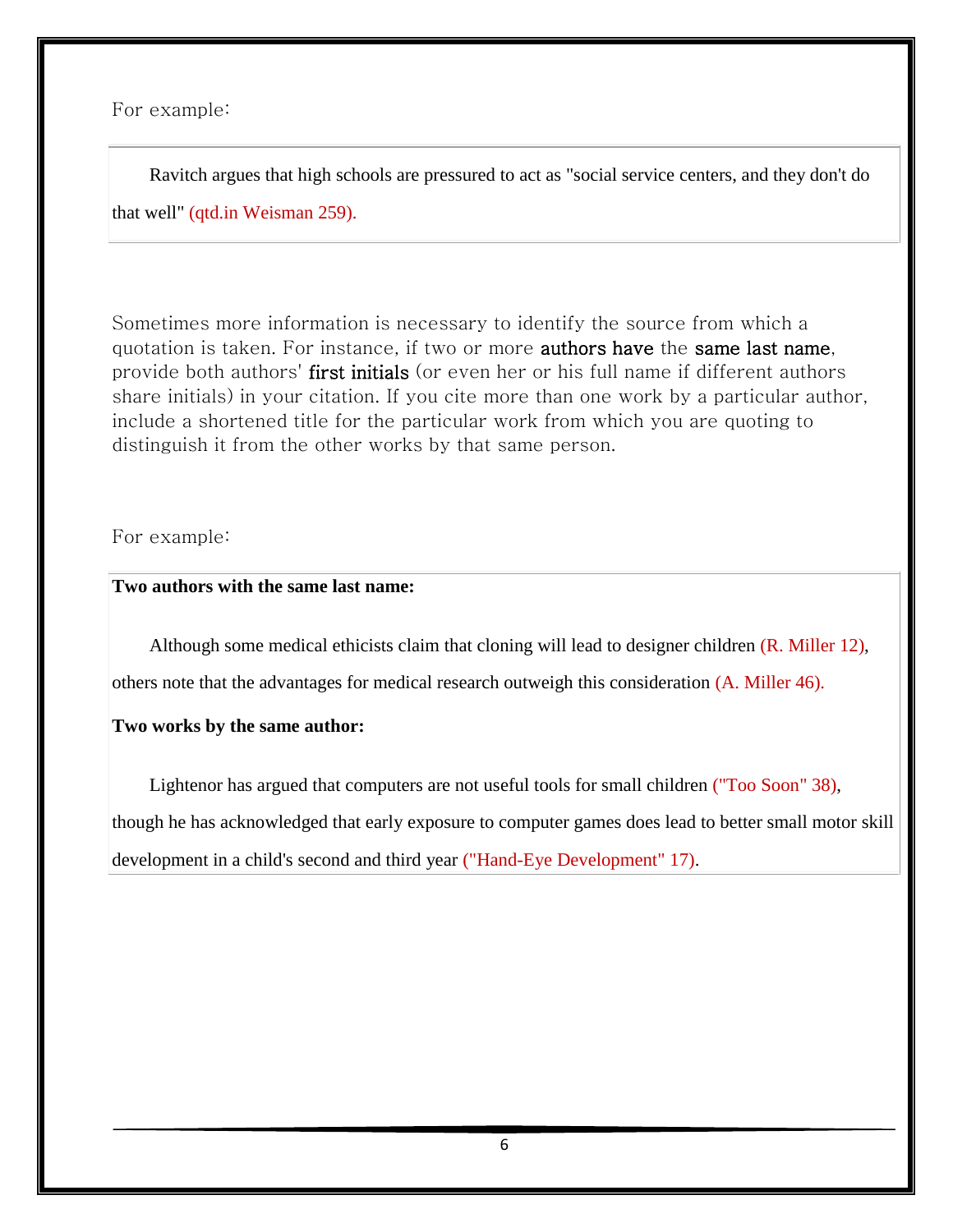For example:

> Ravitch argues that high schools are pressured to act as "social service centers, and they don't do that well" (qtd.in Weisman 259).

Sometimes more information is necessary to identify the source from which a quotation is taken. For instance, if two or more authors have the same last name, provide both authors' first initials (or even her or his full name if different authors share initials) in your citation. If you cite more than one work by a particular author, include a shortened title for the particular work from which you are quoting to distinguish it from the other works by that same person.

For example:

> **Two authors with the same last name:**
>
> Although some medical ethicists claim that cloning will lead to designer children (R. Miller 12), others note that the advantages for medical research outweigh this consideration (A. Miller 46).
>
> **Two works by the same author:**
>
> Lightenor has argued that computers are not useful tools for small children ("Too Soon" 38), though he has acknowledged that early exposure to computer games does lead to better small motor skill development in a child's second and third year ("Hand-Eye Development" 17).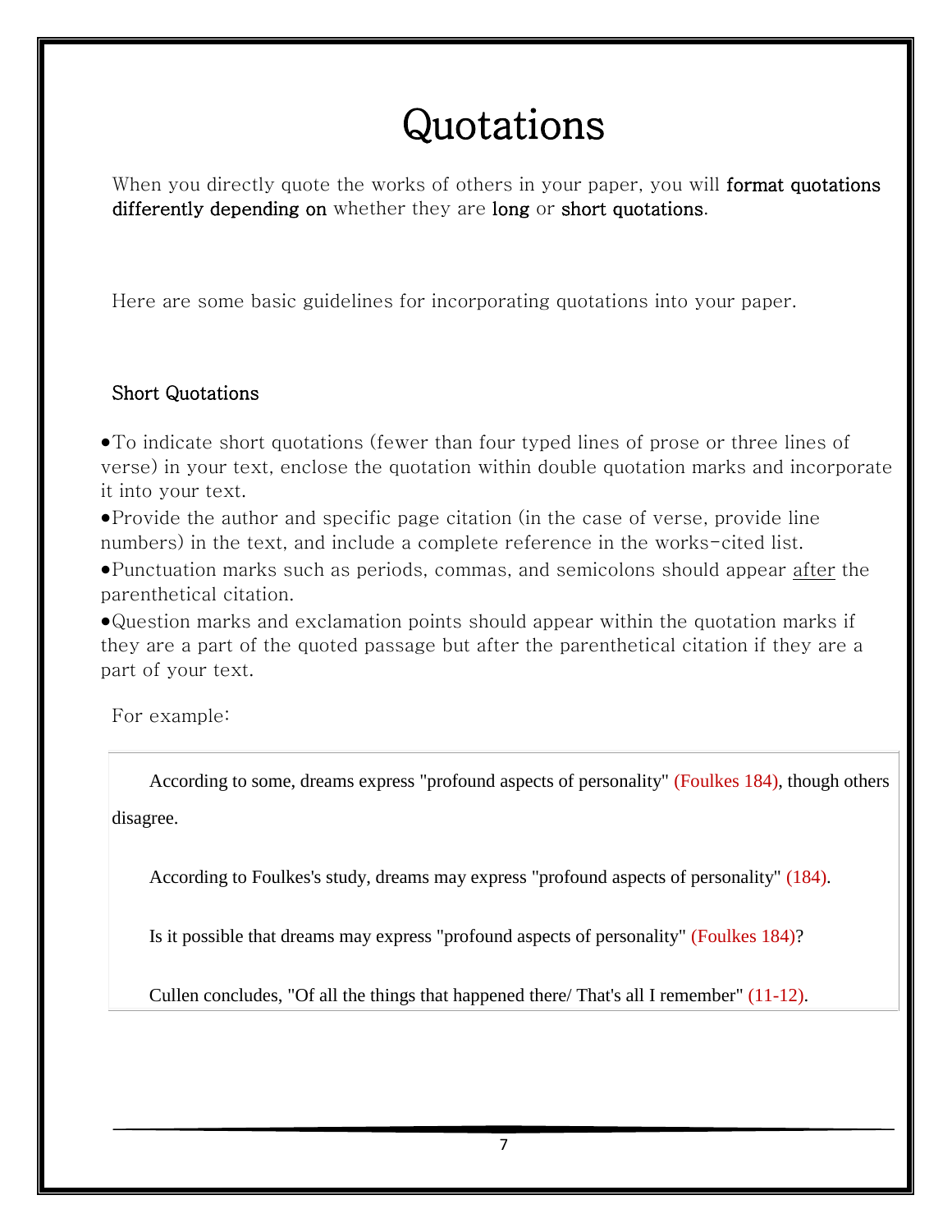# Quotations

When you directly quote the works of others in your paper, you will **format quotations differently depending on** whether they are **long** or **short quotations**.

Here are some basic guidelines for incorporating quotations into your paper.

## Short Quotations

- To indicate short quotations (fewer than four typed lines of prose or three lines of verse) in your text, enclose the quotation within double quotation marks and incorporate it into your text.
- Provide the author and specific page citation (in the case of verse, provide line numbers) in the text, and include a complete reference in the works-cited list.
- Punctuation marks such as periods, commas, and semicolons should appear <u>after</u> the parenthetical citation.
- Question marks and exclamation points should appear within the quotation marks if they are a part of the quoted passage but after the parenthetical citation if they are a part of your text.

For example:

> According to some, dreams express "profound aspects of personality" (Foulkes 184), though others disagree.
>
> According to Foulkes's study, dreams may express "profound aspects of personality" (184).
>
> Is it possible that dreams may express "profound aspects of personality" (Foulkes 184)?
>
> Cullen concludes, "Of all the things that happened there/ That's all I remember" (11-12).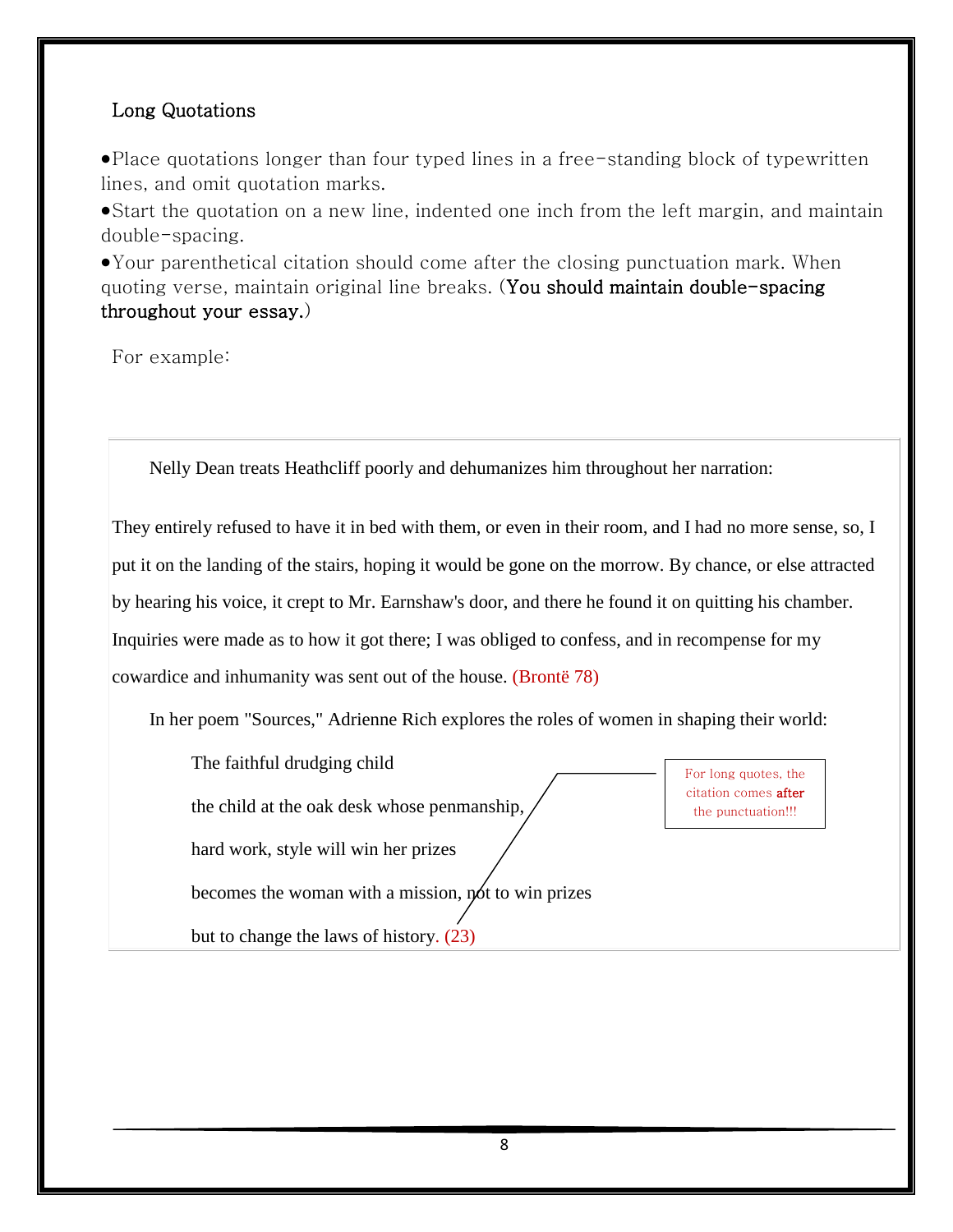## Long Quotations

- Place quotations longer than four typed lines in a free-standing block of typewritten lines, and omit quotation marks.
- Start the quotation on a new line, indented one inch from the left margin, and maintain double-spacing.
- Your parenthetical citation should come after the closing punctuation mark. When quoting verse, maintain original line breaks. (**You should maintain double-spacing throughout your essay.**)

For example:

> Nelly Dean treats Heathcliff poorly and dehumanizes him throughout her narration:
>
> They entirely refused to have it in bed with them, or even in their room, and I had no more sense, so, I put it on the landing of the stairs, hoping it would be gone on the morrow. By chance, or else attracted by hearing his voice, it crept to Mr. Earnshaw's door, and there he found it on quitting his chamber. Inquiries were made as to how it got there; I was obliged to confess, and in recompense for my cowardice and inhumanity was sent out of the house. (Brontë 78)
>
> In her poem "Sources," Adrienne Rich explores the roles of women in shaping their world:
>
> The faithful drudging child
>
> the child at the oak desk whose penmanship,
>
> hard work, style will win her prizes
>
> becomes the woman with a mission, not to win prizes
>
> but to change the laws of history. (23)

For long quotes, the citation comes **after** the punctuation!!!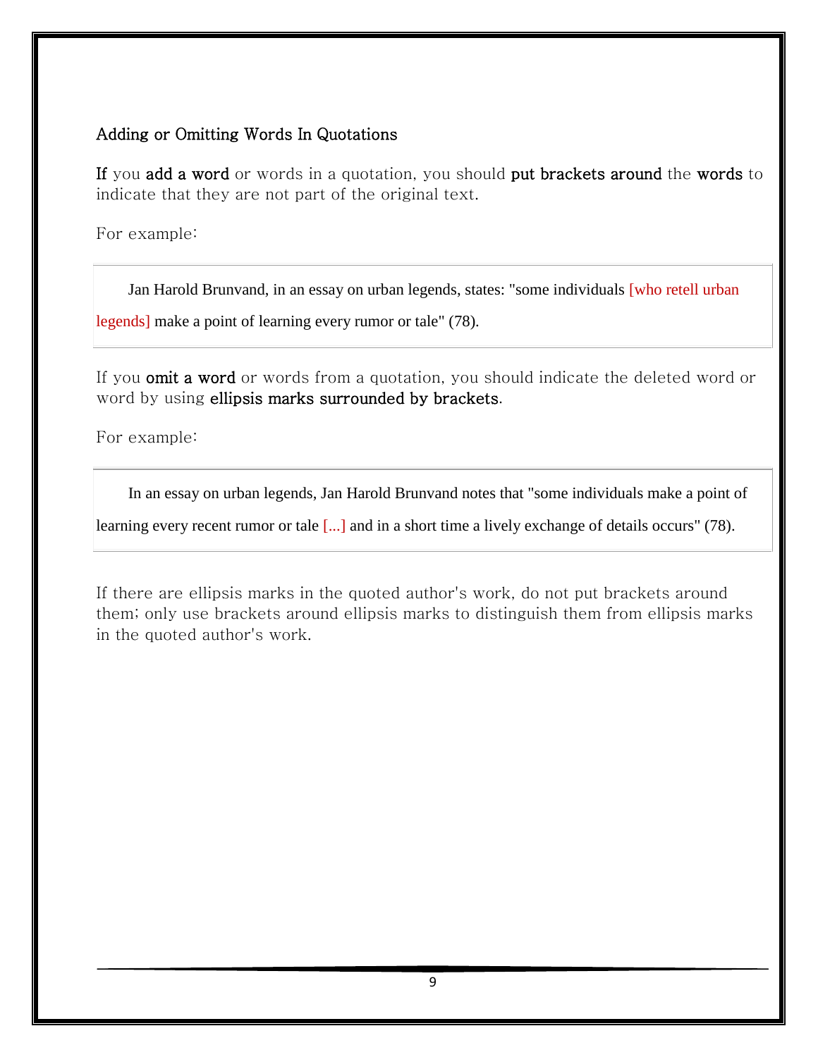## Adding or Omitting Words In Quotations

**If** you **add a word** or words in a quotation, you should **put brackets around** the **words** to indicate that they are not part of the original text.

For example:

> Jan Harold Brunvand, in an essay on urban legends, states: "some individuals [who retell urban legends] make a point of learning every rumor or tale" (78).

If you **omit a word** or words from a quotation, you should indicate the deleted word or word by using **ellipsis marks surrounded by brackets**.

For example:

> In an essay on urban legends, Jan Harold Brunvand notes that "some individuals make a point of learning every recent rumor or tale [...] and in a short time a lively exchange of details occurs" (78).

If there are ellipsis marks in the quoted author's work, do not put brackets around them; only use brackets around ellipsis marks to distinguish them from ellipsis marks in the quoted author's work.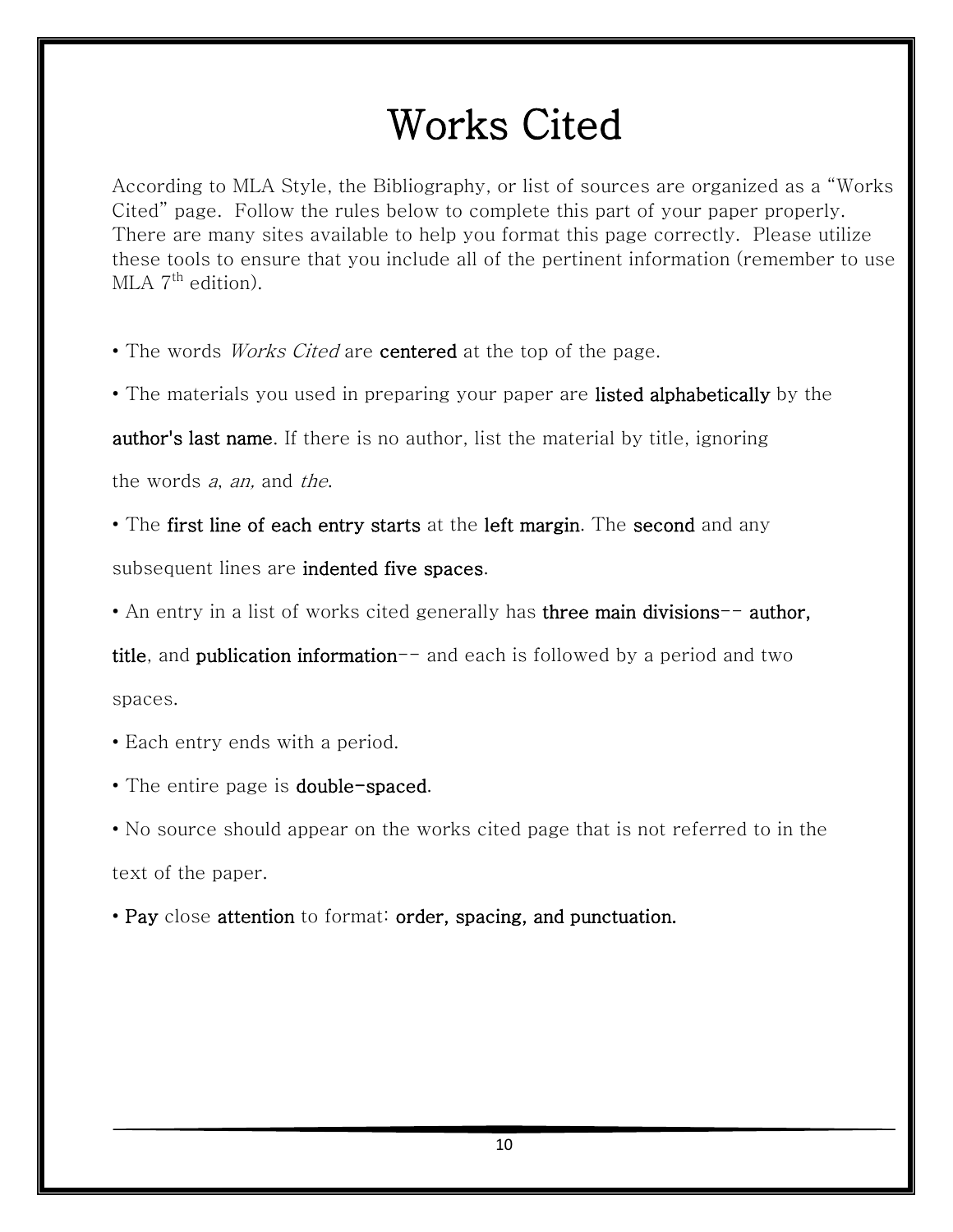# Works Cited

According to MLA Style, the Bibliography, or list of sources are organized as a "Works Cited" page. Follow the rules below to complete this part of your paper properly. There are many sites available to help you format this page correctly. Please utilize these tools to ensure that you include all of the pertinent information (remember to use MLA 7th edition).

• The words *Works Cited* are **centered** at the top of the page.

• The materials you used in preparing your paper are **listed alphabetically** by the **author's last name**. If there is no author, list the material by title, ignoring the words *a*, *an,* and *the*.

• The **first line of each entry starts** at the **left margin**. The **second** and any subsequent lines are **indented five spaces**.

• An entry in a list of works cited generally has **three main divisions-- author, title**, and **publication information--** and each is followed by a period and two spaces.

• Each entry ends with a period.

• The entire page is **double-spaced**.

• No source should appear on the works cited page that is not referred to in the text of the paper.

• **Pay** close **attention** to format: **order, spacing, and punctuation.**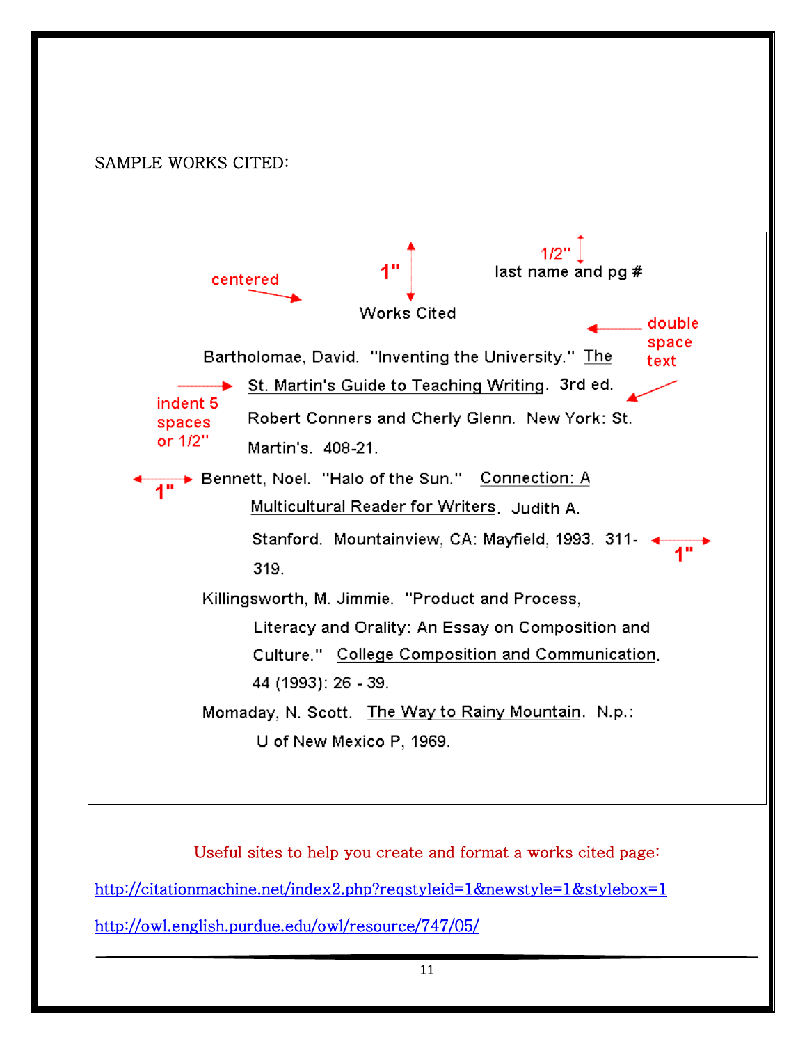SAMPLE WORKS CITED:

1/2"
last name and pg #

centered

1"

Works Cited

double space text

Bartholomae, David. "Inventing the University." The St. Martin's Guide to Teaching Writing. 3rd ed. Robert Conners and Cherly Glenn. New York: St. Martin's. 408-21.

indent 5 spaces or 1/2"

1"

Bennett, Noel. "Halo of the Sun." Connection: A Multicultural Reader for Writers. Judith A. Stanford. Mountainview, CA: Mayfield, 1993. 311-319.

1"

Killingsworth, M. Jimmie. "Product and Process, Literacy and Orality: An Essay on Composition and Culture." College Composition and Communication. 44 (1993): 26 - 39.

Momaday, N. Scott. The Way to Rainy Mountain. N.p.: U of New Mexico P, 1969.

Useful sites to help you create and format a works cited page:

http://citationmachine.net/index2.php?reqstyleid=1&newstyle=1&stylebox=1

http://owl.english.purdue.edu/owl/resource/747/05/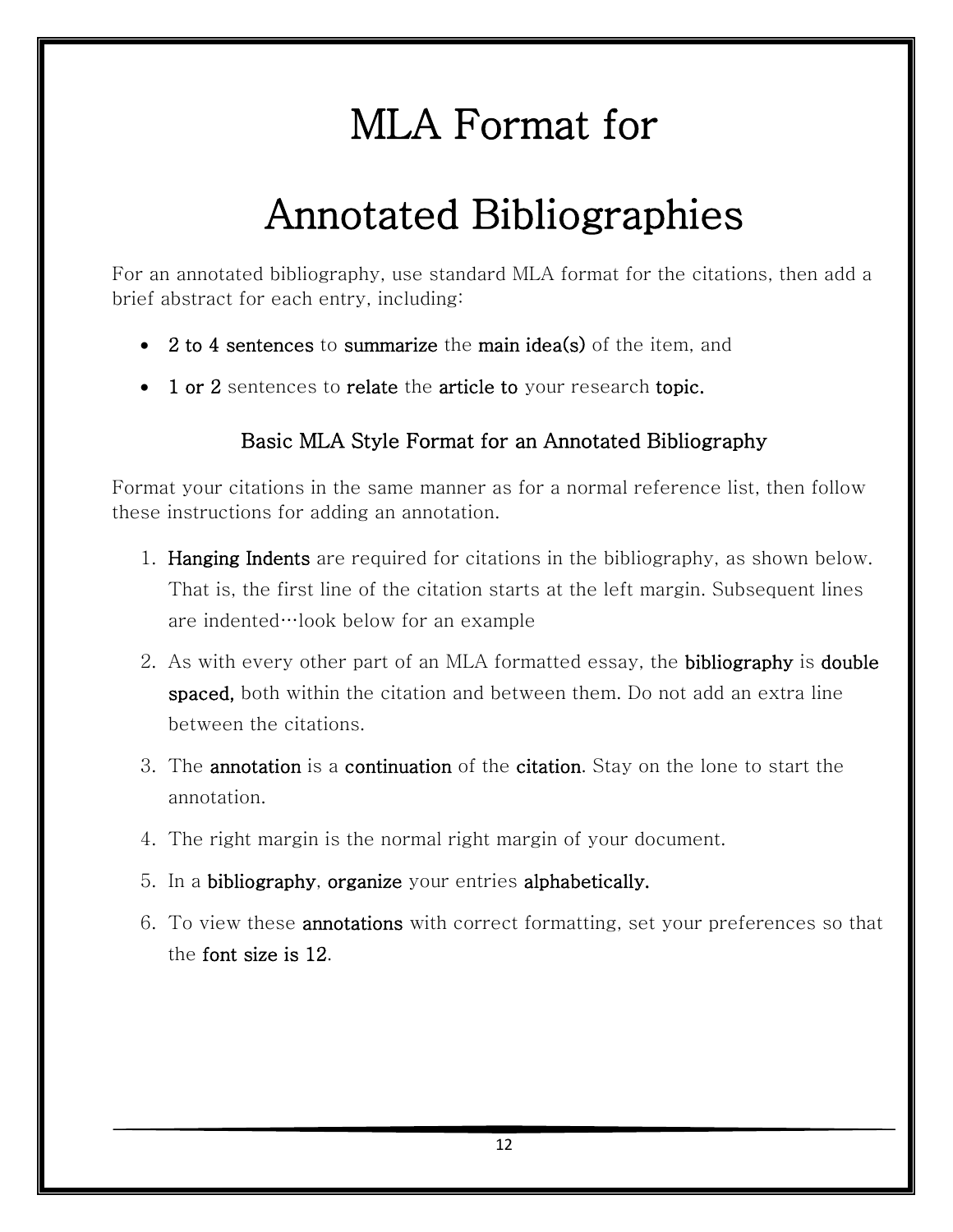# MLA Format for Annotated Bibliographies

For an annotated bibliography, use standard MLA format for the citations, then add a brief abstract for each entry, including:

- **2 to 4 sentences** to **summarize** the **main idea(s)** of the item, and
- **1 or 2** sentences to **relate** the **article to** your research **topic.**

### Basic MLA Style Format for an Annotated Bibliography

Format your citations in the same manner as for a normal reference list, then follow these instructions for adding an annotation.

1. **Hanging Indents** are required for citations in the bibliography, as shown below. That is, the first line of the citation starts at the left margin. Subsequent lines are indented…look below for an example
2. As with every other part of an MLA formatted essay, the **bibliography** is **double spaced,** both within the citation and between them. Do not add an extra line between the citations.
3. The **annotation** is a **continuation** of the **citation**. Stay on the lone to start the annotation.
4. The right margin is the normal right margin of your document.
5. In a **bibliography**, **organize** your entries **alphabetically.**
6. To view these **annotations** with correct formatting, set your preferences so that the **font size is 12**.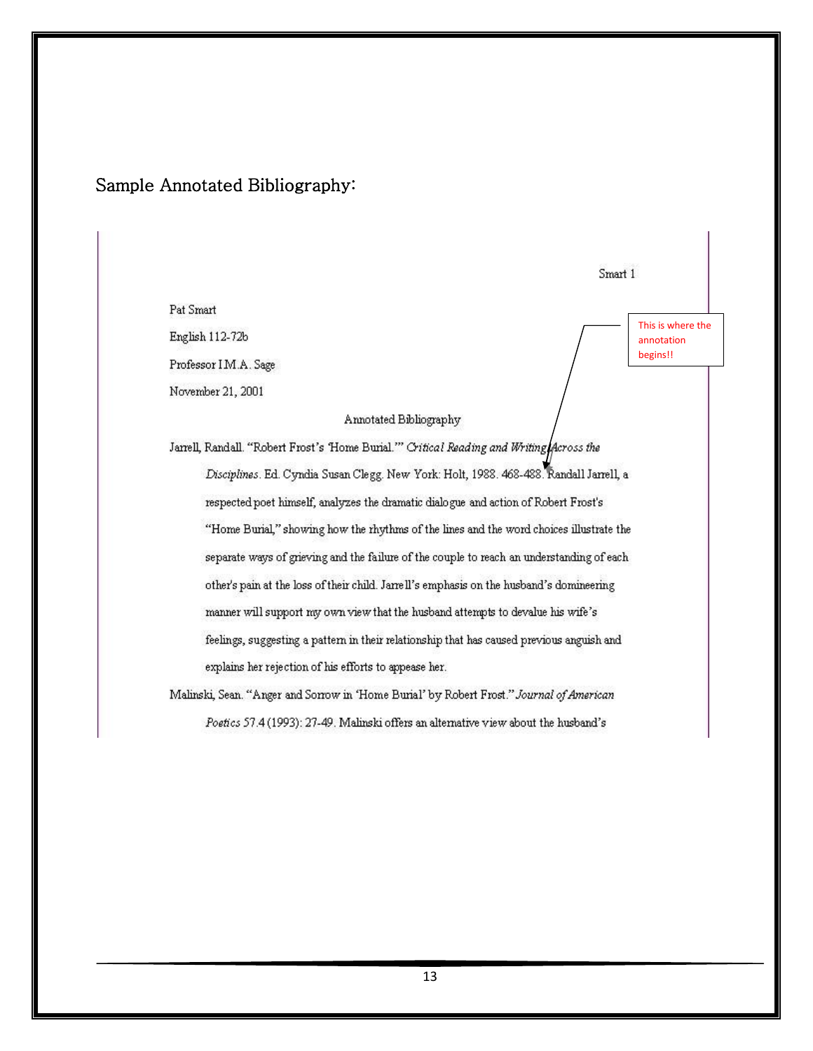## Sample Annotated Bibliography:

Smart 1

Pat Smart

English 112-72b

Professor I.M.A. Sage

November 21, 2001

This is where the annotation begins!!

Annotated Bibliography

Jarrell, Randall. "Robert Frost's 'Home Burial.'" *Critical Reading and Writing Across the Disciplines*. Ed. Cyndia Susan Clegg. New York: Holt, 1988. 468-488. Randall Jarrell, a respected poet himself, analyzes the dramatic dialogue and action of Robert Frost's "Home Burial," showing how the rhythms of the lines and the word choices illustrate the separate ways of grieving and the failure of the couple to reach an understanding of each other's pain at the loss of their child. Jarrell's emphasis on the husband's domineering manner will support my own view that the husband attempts to devalue his wife's feelings, suggesting a pattern in their relationship that has caused previous anguish and explains her rejection of his efforts to appease her.

Malinski, Sean. "Anger and Sorrow in 'Home Burial' by Robert Frost." *Journal of American Poetics* 57.4 (1993): 27-49. Malinski offers an alternative view about the husband's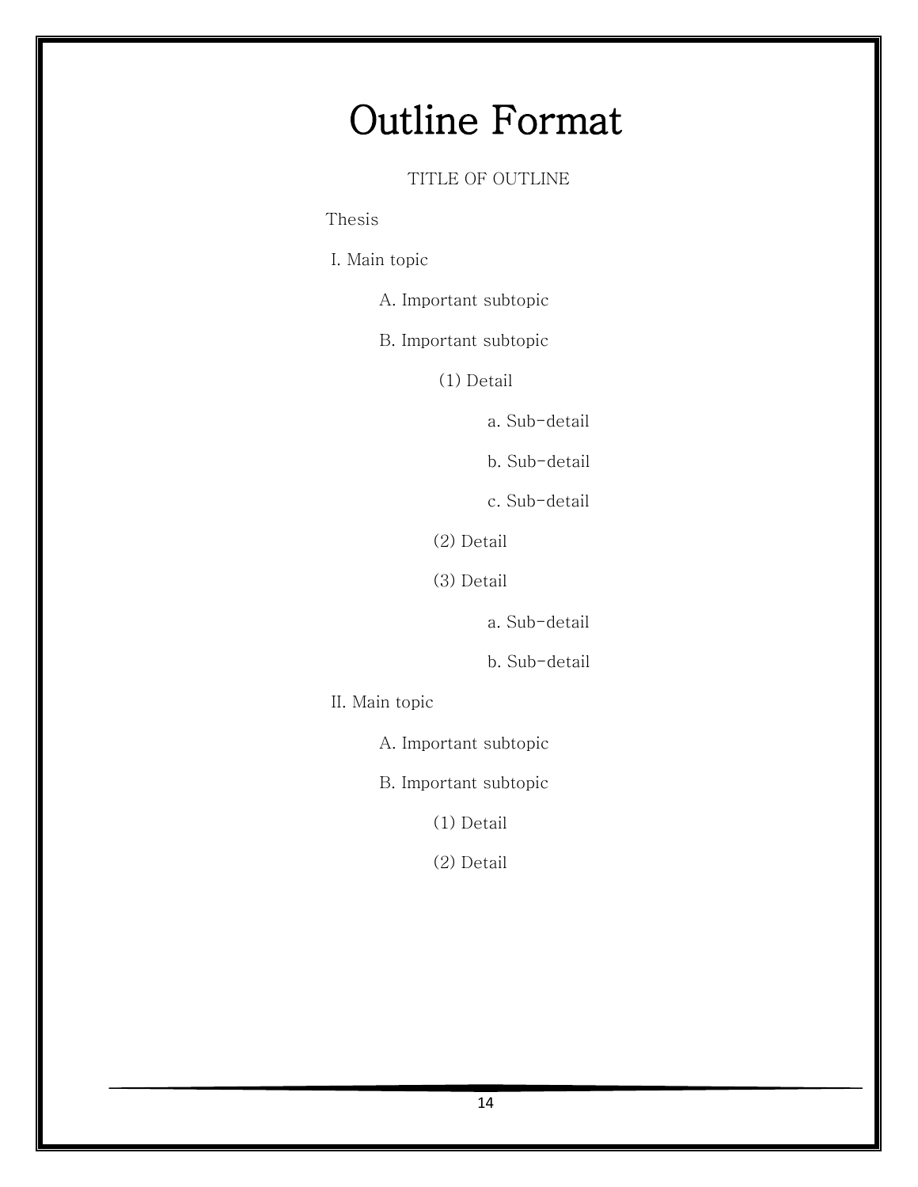# Outline Format

TITLE OF OUTLINE

Thesis

I. Main topic

    A. Important subtopic

    B. Important subtopic

        (1) Detail

            a. Sub-detail

            b. Sub-detail

            c. Sub-detail

        (2) Detail

        (3) Detail

            a. Sub-detail

            b. Sub-detail

II. Main topic

    A. Important subtopic

    B. Important subtopic

        (1) Detail

        (2) Detail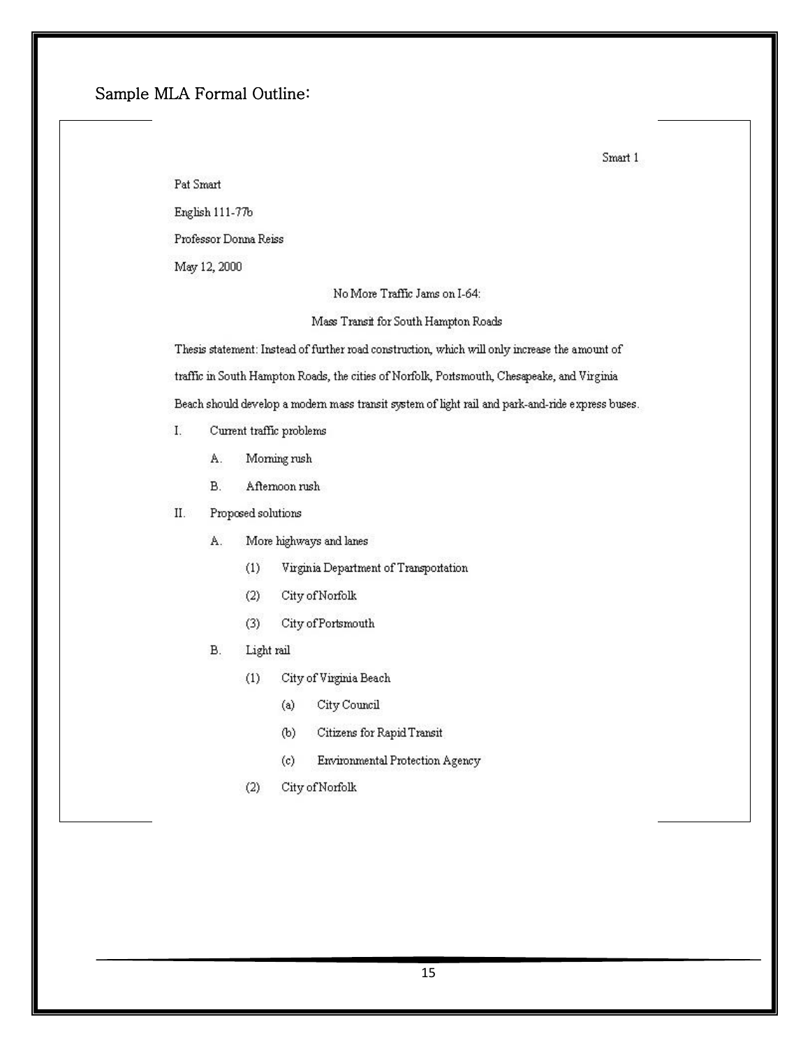## Sample MLA Formal Outline:

Smart 1

Pat Smart

English 111-77b

Professor Donna Reiss

May 12, 2000

No More Traffic Jams on I-64:

Mass Transit for South Hampton Roads

Thesis statement: Instead of further road construction, which will only increase the amount of traffic in South Hampton Roads, the cities of Norfolk, Portsmouth, Chesapeake, and Virginia Beach should develop a modern mass transit system of light rail and park-and-ride express buses.

I. Current traffic problems
    A. Morning rush
    B. Afternoon rush
II. Proposed solutions
    A. More highways and lanes
        (1) Virginia Department of Transportation
        (2) City of Norfolk
        (3) City of Portsmouth
    B. Light rail
        (1) City of Virginia Beach
            (a) City Council
            (b) Citizens for Rapid Transit
            (c) Environmental Protection Agency
        (2) City of Norfolk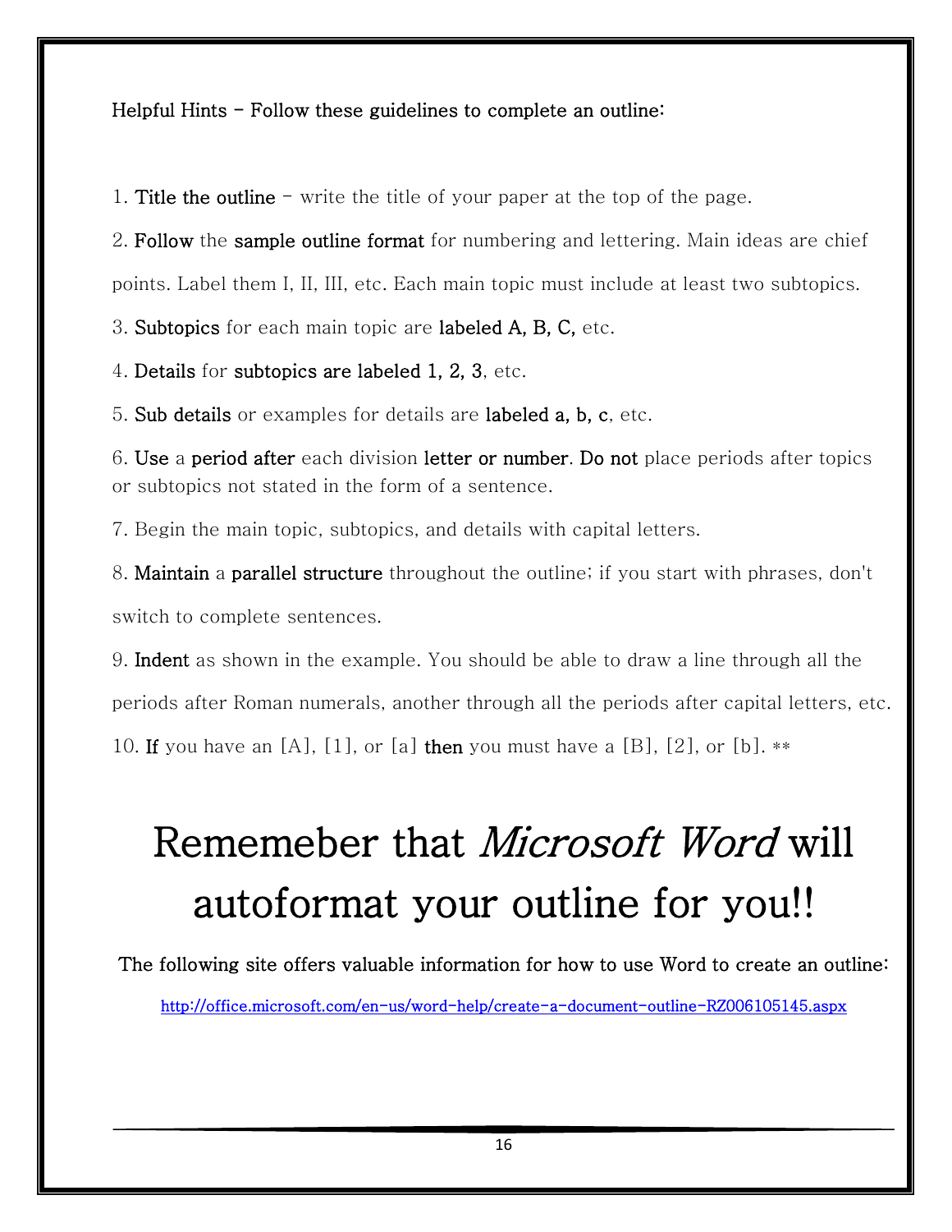**Helpful Hints - Follow these guidelines to complete an outline:**

1. **Title the outline** - write the title of your paper at the top of the page.

2. **Follow** the **sample outline format** for numbering and lettering. Main ideas are chief points. Label them I, II, III, etc. Each main topic must include at least two subtopics.

3. **Subtopics** for each main topic are **labeled A, B, C,** etc.

4. **Details** for **subtopics are labeled 1, 2, 3**, etc.

5. **Sub details** or examples for details are **labeled a, b, c**, etc.

6. **Use** a **period after** each division **letter or number**. **Do not** place periods after topics or subtopics not stated in the form of a sentence.

7. Begin the main topic, subtopics, and details with capital letters.

8. **Maintain** a **parallel structure** throughout the outline; if you start with phrases, don't switch to complete sentences.

9. **Indent** as shown in the example. You should be able to draw a line through all the periods after Roman numerals, another through all the periods after capital letters, etc.

10. **If** you have an [A], [1], or [a] **then** you must have a [B], [2], or [b]. **

# Rememeber that *Microsoft Word* will autoformat your outline for you!!

**The following site offers valuable information for how to use Word to create an outline:**

http://office.microsoft.com/en-us/word-help/create-a-document-outline-RZ006105145.aspx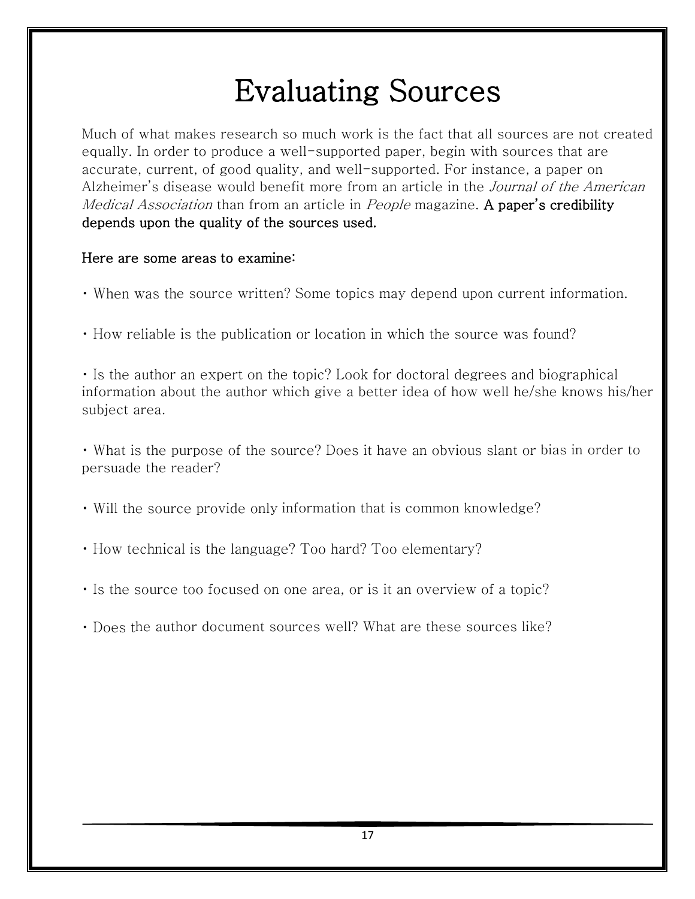# Evaluating Sources

Much of what makes research so much work is the fact that all sources are not created equally. In order to produce a well-supported paper, begin with sources that are accurate, current, of good quality, and well-supported. For instance, a paper on Alzheimer's disease would benefit more from an article in the *Journal of the American Medical Association* than from an article in *People* magazine. **A paper's credibility depends upon the quality of the sources used.**

**Here are some areas to examine:**

- When was the source written? Some topics may depend upon current information.

- How reliable is the publication or location in which the source was found?

- Is the author an expert on the topic? Look for doctoral degrees and biographical information about the author which give a better idea of how well he/she knows his/her subject area.

- What is the purpose of the source? Does it have an obvious slant or bias in order to persuade the reader?

- Will the source provide only information that is common knowledge?

- How technical is the language? Too hard? Too elementary?

- Is the source too focused on one area, or is it an overview of a topic?

- Does the author document sources well? What are these sources like?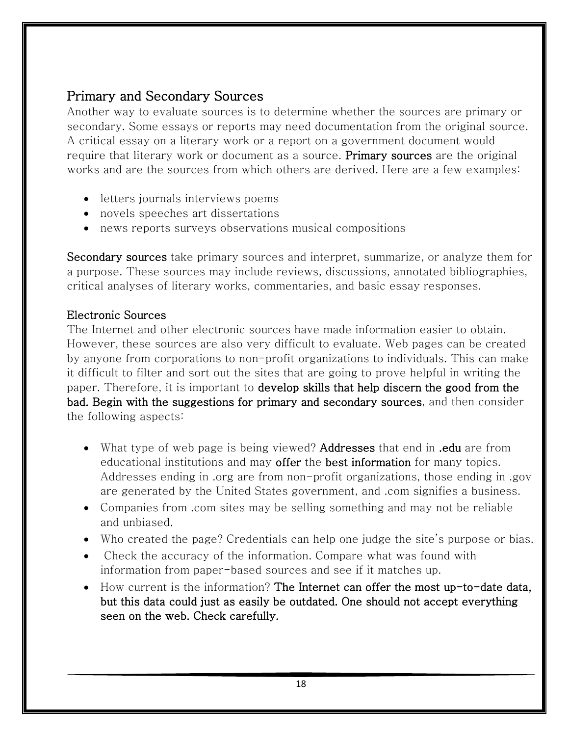## Primary and Secondary Sources

Another way to evaluate sources is to determine whether the sources are primary or secondary. Some essays or reports may need documentation from the original source. A critical essay on a literary work or a report on a government document would require that literary work or document as a source. **Primary sources** are the original works and are the sources from which others are derived. Here are a few examples:

- letters journals interviews poems
- novels speeches art dissertations
- news reports surveys observations musical compositions

**Secondary sources** take primary sources and interpret, summarize, or analyze them for a purpose. These sources may include reviews, discussions, annotated bibliographies, critical analyses of literary works, commentaries, and basic essay responses.

### Electronic Sources

The Internet and other electronic sources have made information easier to obtain. However, these sources are also very difficult to evaluate. Web pages can be created by anyone from corporations to non-profit organizations to individuals. This can make it difficult to filter and sort out the sites that are going to prove helpful in writing the paper. Therefore, it is important to **develop skills that help discern the good from the bad. Begin with the suggestions for primary and secondary sources**, and then consider the following aspects:

- What type of web page is being viewed? **Addresses** that end in **.edu** are from educational institutions and may **offer** the **best information** for many topics. Addresses ending in .org are from non-profit organizations, those ending in .gov are generated by the United States government, and .com signifies a business.
- Companies from .com sites may be selling something and may not be reliable and unbiased.
- Who created the page? Credentials can help one judge the site's purpose or bias.
- Check the accuracy of the information. Compare what was found with information from paper-based sources and see if it matches up.
- How current is the information? **The Internet can offer the most up-to-date data, but this data could just as easily be outdated. One should not accept everything seen on the web. Check carefully.**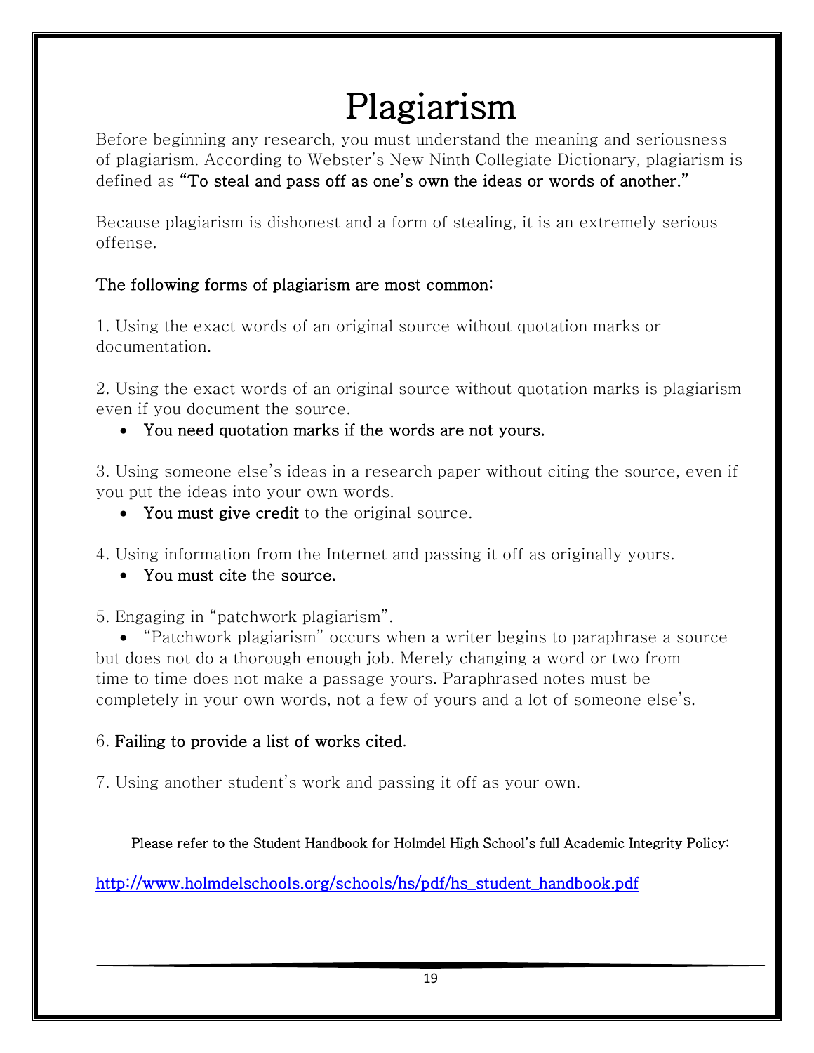# Plagiarism

Before beginning any research, you must understand the meaning and seriousness of plagiarism. According to Webster's New Ninth Collegiate Dictionary, plagiarism is defined as **"To steal and pass off as one's own the ideas or words of another."**

Because plagiarism is dishonest and a form of stealing, it is an extremely serious offense.

**The following forms of plagiarism are most common:**

1. Using the exact words of an original source without quotation marks or documentation.

2. Using the exact words of an original source without quotation marks is plagiarism even if you document the source.
   - **You need quotation marks if the words are not yours.**

3. Using someone else's ideas in a research paper without citing the source, even if you put the ideas into your own words.
   - **You must give credit** to the original source.

4. Using information from the Internet and passing it off as originally yours.
   - **You must cite** the **source.**

5. Engaging in "patchwork plagiarism".
   - "Patchwork plagiarism" occurs when a writer begins to paraphrase a source but does not do a thorough enough job. Merely changing a word or two from time to time does not make a passage yours. Paraphrased notes must be completely in your own words, not a few of yours and a lot of someone else's.

6. **Failing to provide a list of works cited**.

7. Using another student's work and passing it off as your own.

**Please refer to the Student Handbook for Holmdel High School's full Academic Integrity Policy:**

http://www.holmdelschools.org/schools/hs/pdf/hs_student_handbook.pdf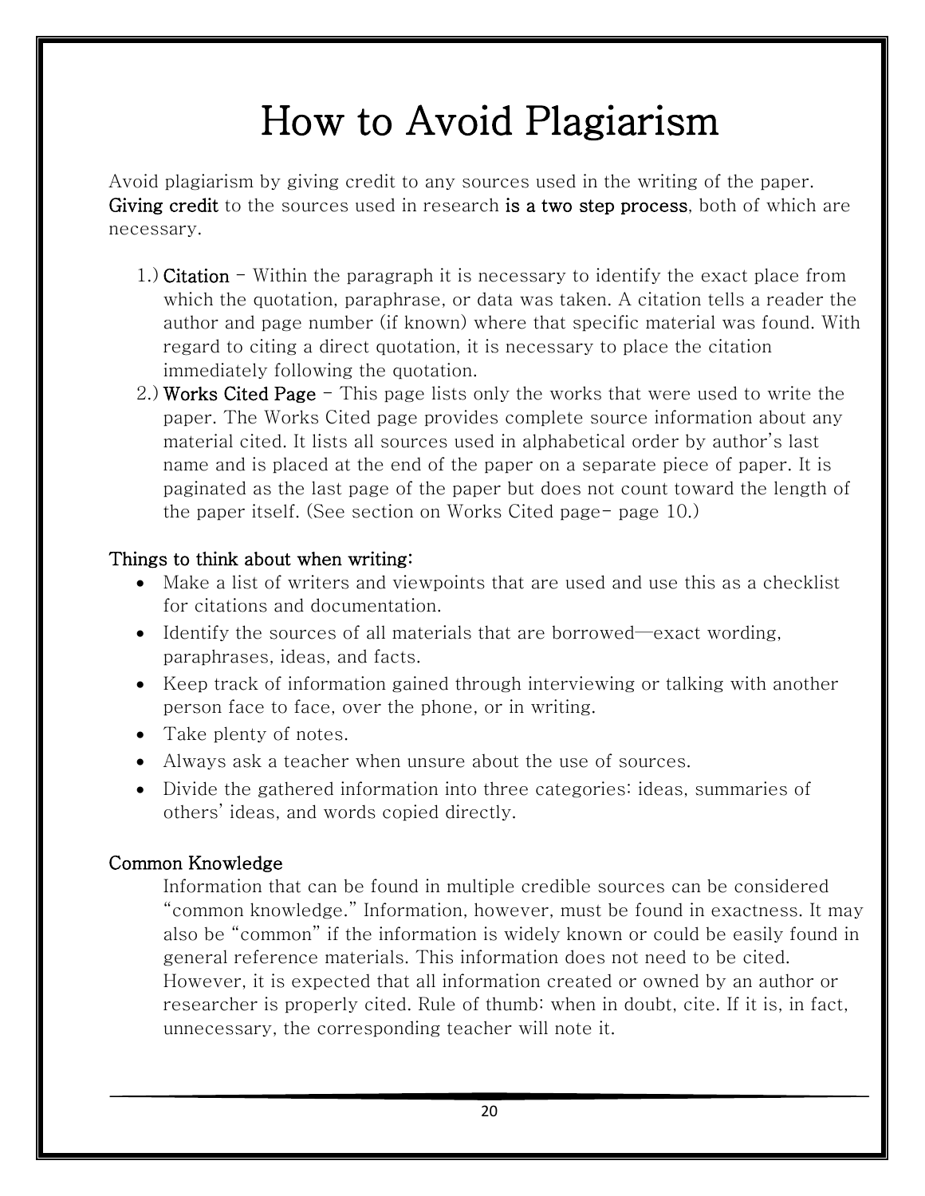# How to Avoid Plagiarism

Avoid plagiarism by giving credit to any sources used in the writing of the paper. **Giving credit** to the sources used in research **is a two step process**, both of which are necessary.

1.) **Citation** – Within the paragraph it is necessary to identify the exact place from which the quotation, paraphrase, or data was taken. A citation tells a reader the author and page number (if known) where that specific material was found. With regard to citing a direct quotation, it is necessary to place the citation immediately following the quotation.

2.) **Works Cited Page** – This page lists only the works that were used to write the paper. The Works Cited page provides complete source information about any material cited. It lists all sources used in alphabetical order by author's last name and is placed at the end of the paper on a separate piece of paper. It is paginated as the last page of the paper but does not count toward the length of the paper itself. (See section on Works Cited page- page 10.)

**Things to think about when writing:**

- Make a list of writers and viewpoints that are used and use this as a checklist for citations and documentation.
- Identify the sources of all materials that are borrowed—exact wording, paraphrases, ideas, and facts.
- Keep track of information gained through interviewing or talking with another person face to face, over the phone, or in writing.
- Take plenty of notes.
- Always ask a teacher when unsure about the use of sources.
- Divide the gathered information into three categories: ideas, summaries of others' ideas, and words copied directly.

**Common Knowledge**

Information that can be found in multiple credible sources can be considered "common knowledge." Information, however, must be found in exactness. It may also be "common" if the information is widely known or could be easily found in general reference materials. This information does not need to be cited. However, it is expected that all information created or owned by an author or researcher is properly cited. Rule of thumb: when in doubt, cite. If it is, in fact, unnecessary, the corresponding teacher will note it.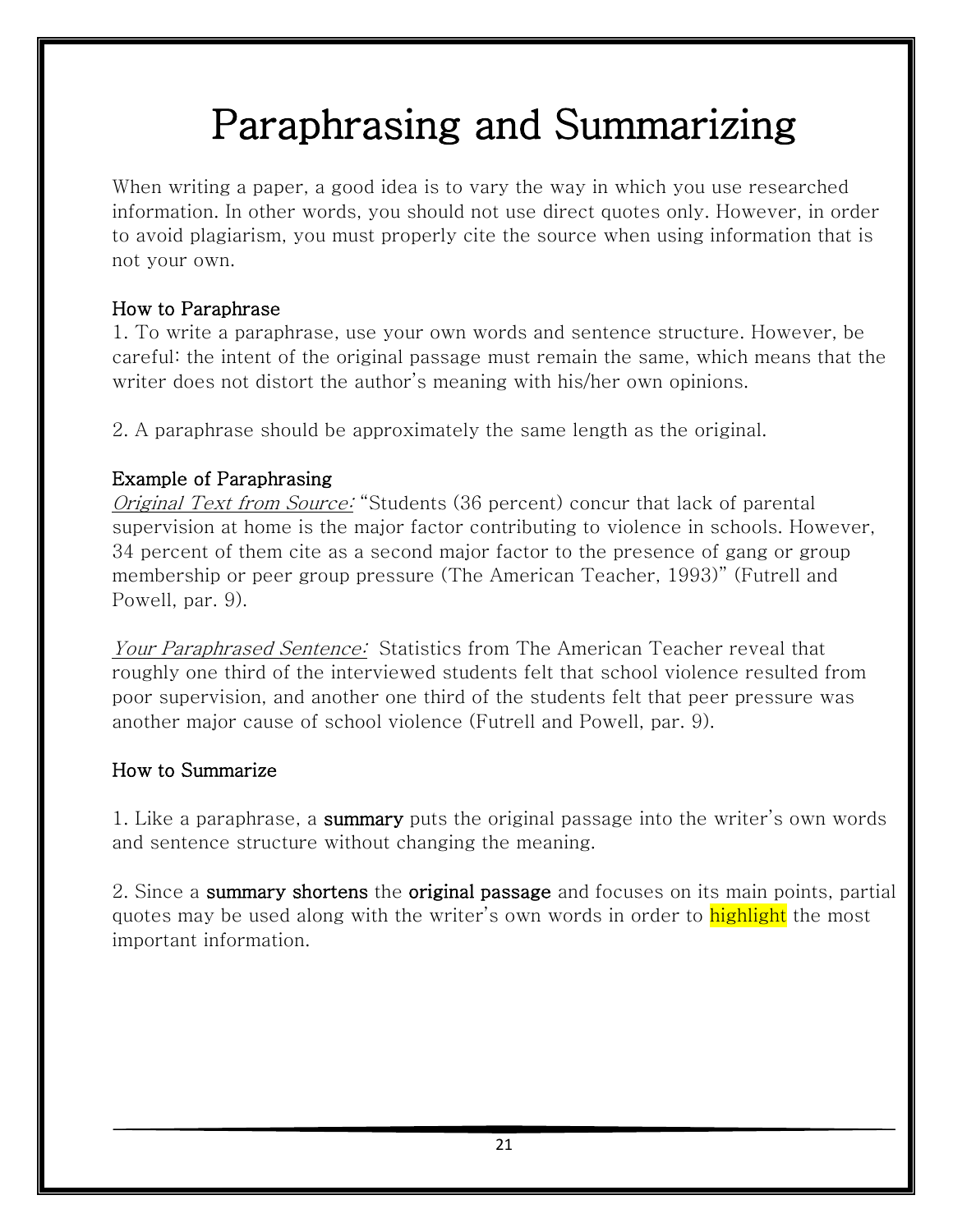# Paraphrasing and Summarizing

When writing a paper, a good idea is to vary the way in which you use researched information. In other words, you should not use direct quotes only. However, in order to avoid plagiarism, you must properly cite the source when using information that is not your own.

## How to Paraphrase

1. To write a paraphrase, use your own words and sentence structure. However, be careful: the intent of the original passage must remain the same, which means that the writer does not distort the author's meaning with his/her own opinions.

2. A paraphrase should be approximately the same length as the original.

## Example of Paraphrasing

*Original Text from Source:* "Students (36 percent) concur that lack of parental supervision at home is the major factor contributing to violence in schools. However, 34 percent of them cite as a second major factor to the presence of gang or group membership or peer group pressure (The American Teacher, 1993)" (Futrell and Powell, par. 9).

*Your Paraphrased Sentence:* Statistics from The American Teacher reveal that roughly one third of the interviewed students felt that school violence resulted from poor supervision, and another one third of the students felt that peer pressure was another major cause of school violence (Futrell and Powell, par. 9).

## How to Summarize

1. Like a paraphrase, a **summary** puts the original passage into the writer's own words and sentence structure without changing the meaning.

2. Since a **summary shortens** the **original passage** and focuses on its main points, partial quotes may be used along with the writer's own words in order to highlight the most important information.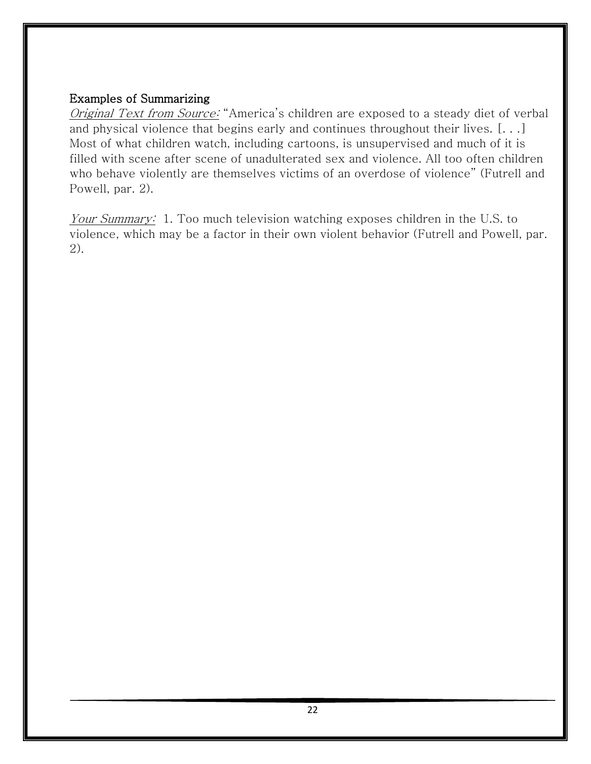**Examples of Summarizing**

*Original Text from Source:* "America's children are exposed to a steady diet of verbal and physical violence that begins early and continues throughout their lives. [. . .] Most of what children watch, including cartoons, is unsupervised and much of it is filled with scene after scene of unadulterated sex and violence. All too often children who behave violently are themselves victims of an overdose of violence" (Futrell and Powell, par. 2).

*Your Summary:* 1. Too much television watching exposes children in the U.S. to violence, which may be a factor in their own violent behavior (Futrell and Powell, par. 2).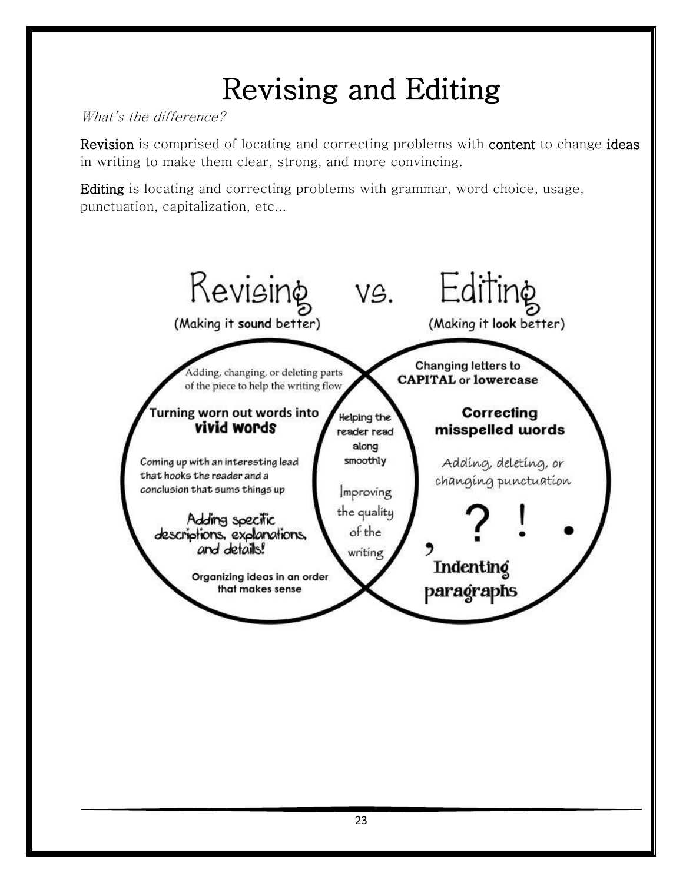# Revising and Editing

*What's the difference?*

**Revision** is comprised of locating and correcting problems with **content** to change **ideas** in writing to make them clear, strong, and more convincing.

**Editing** is locating and correcting problems with grammar, word choice, usage, punctuation, capitalization, etc...

## Revising vs. Editing

**Revising** (Making it **sound** better)

- Adding, changing, or deleting parts of the piece to help the writing flow
- Turning worn out words into **vivid words**
- Coming up with an interesting lead that hooks the reader and a conclusion that sums things up
- Adding specific descriptions, explanations, and details!
- Organizing ideas in an order that makes sense

**Both**

- Helping the reader read along smoothly
- Improving the quality of the writing

**Editing** (Making it **look** better)

- Changing letters to **CAPITAL** or **lowercase**
- **Correcting misspelled words**
- Adding, deleting, or changing punctuation , ? ! .
- Indenting paragraphs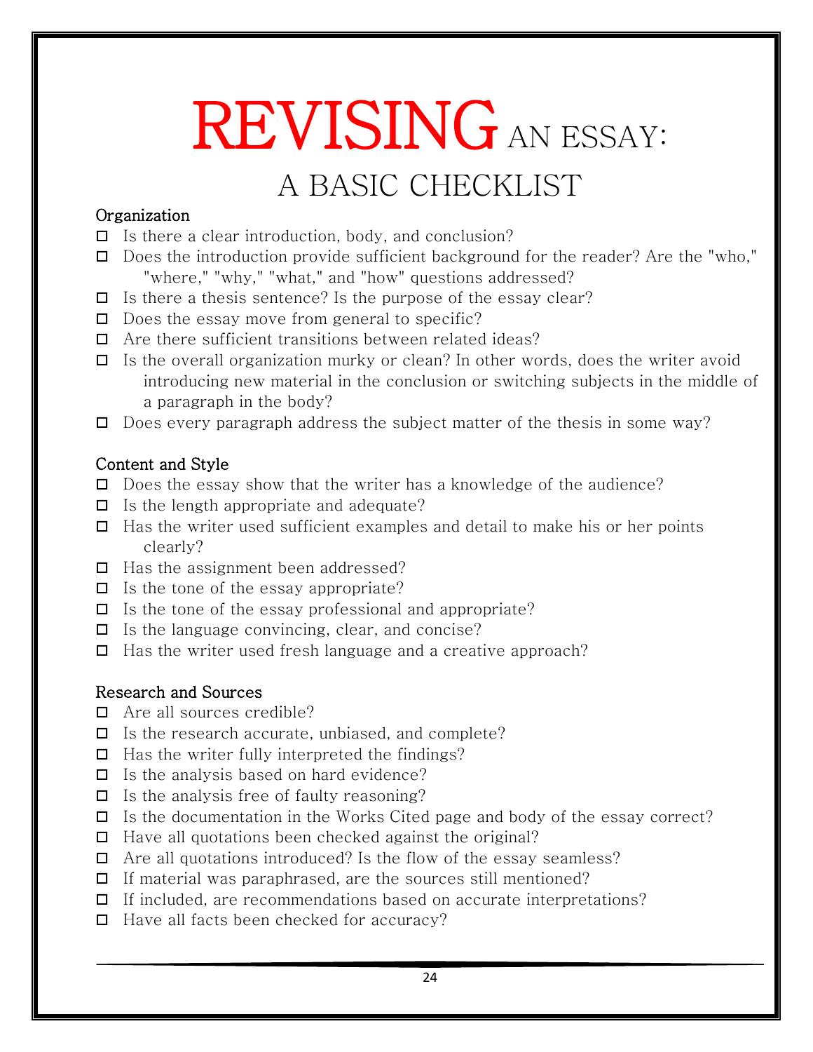# REVISING AN ESSAY: A BASIC CHECKLIST

**Organization**

- ☐ Is there a clear introduction, body, and conclusion?
- ☐ Does the introduction provide sufficient background for the reader? Are the "who," "where," "why," "what," and "how" questions addressed?
- ☐ Is there a thesis sentence? Is the purpose of the essay clear?
- ☐ Does the essay move from general to specific?
- ☐ Are there sufficient transitions between related ideas?
- ☐ Is the overall organization murky or clean? In other words, does the writer avoid introducing new material in the conclusion or switching subjects in the middle of a paragraph in the body?
- ☐ Does every paragraph address the subject matter of the thesis in some way?

**Content and Style**

- ☐ Does the essay show that the writer has a knowledge of the audience?
- ☐ Is the length appropriate and adequate?
- ☐ Has the writer used sufficient examples and detail to make his or her points clearly?
- ☐ Has the assignment been addressed?
- ☐ Is the tone of the essay appropriate?
- ☐ Is the tone of the essay professional and appropriate?
- ☐ Is the language convincing, clear, and concise?
- ☐ Has the writer used fresh language and a creative approach?

**Research and Sources**

- ☐ Are all sources credible?
- ☐ Is the research accurate, unbiased, and complete?
- ☐ Has the writer fully interpreted the findings?
- ☐ Is the analysis based on hard evidence?
- ☐ Is the analysis free of faulty reasoning?
- ☐ Is the documentation in the Works Cited page and body of the essay correct?
- ☐ Have all quotations been checked against the original?
- ☐ Are all quotations introduced? Is the flow of the essay seamless?
- ☐ If material was paraphrased, are the sources still mentioned?
- ☐ If included, are recommendations based on accurate interpretations?
- ☐ Have all facts been checked for accuracy?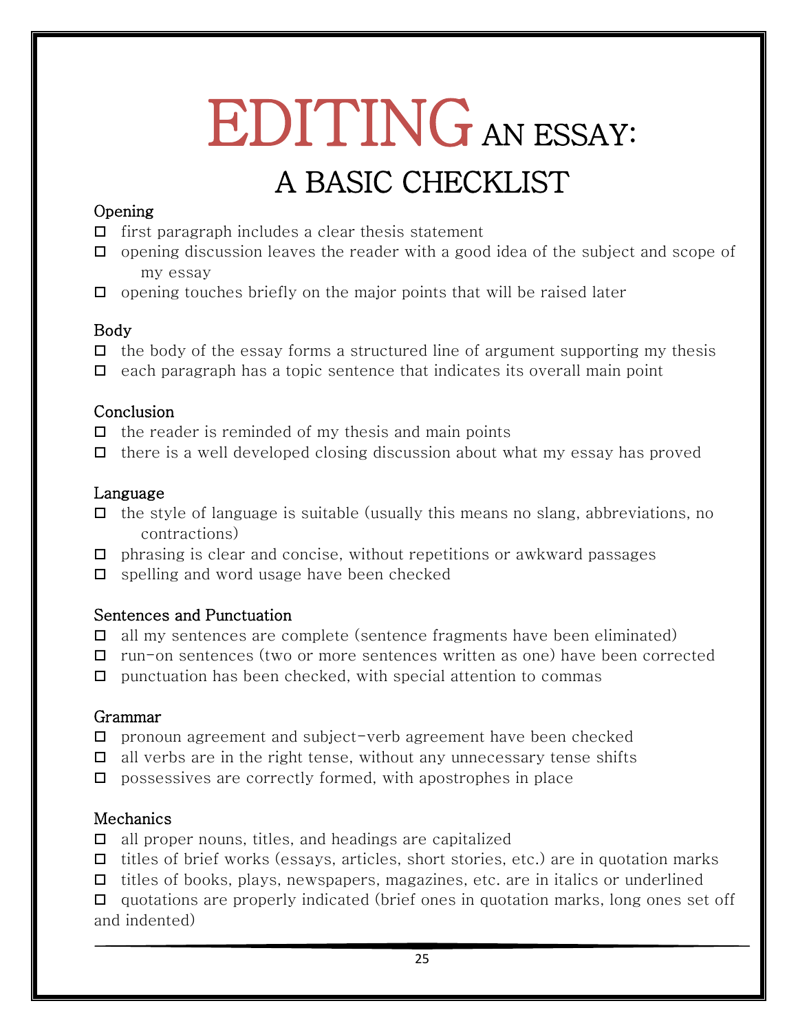# EDITING AN ESSAY:
## A BASIC CHECKLIST

**Opening**

- ☐ first paragraph includes a clear thesis statement
- ☐ opening discussion leaves the reader with a good idea of the subject and scope of my essay
- ☐ opening touches briefly on the major points that will be raised later

**Body**

- ☐ the body of the essay forms a structured line of argument supporting my thesis
- ☐ each paragraph has a topic sentence that indicates its overall main point

**Conclusion**

- ☐ the reader is reminded of my thesis and main points
- ☐ there is a well developed closing discussion about what my essay has proved

**Language**

- ☐ the style of language is suitable (usually this means no slang, abbreviations, no contractions)
- ☐ phrasing is clear and concise, without repetitions or awkward passages
- ☐ spelling and word usage have been checked

**Sentences and Punctuation**

- ☐ all my sentences are complete (sentence fragments have been eliminated)
- ☐ run-on sentences (two or more sentences written as one) have been corrected
- ☐ punctuation has been checked, with special attention to commas

**Grammar**

- ☐ pronoun agreement and subject-verb agreement have been checked
- ☐ all verbs are in the right tense, without any unnecessary tense shifts
- ☐ possessives are correctly formed, with apostrophes in place

**Mechanics**

- ☐ all proper nouns, titles, and headings are capitalized
- ☐ titles of brief works (essays, articles, short stories, etc.) are in quotation marks
- ☐ titles of books, plays, newspapers, magazines, etc. are in italics or underlined
- ☐ quotations are properly indicated (brief ones in quotation marks, long ones set off and indented)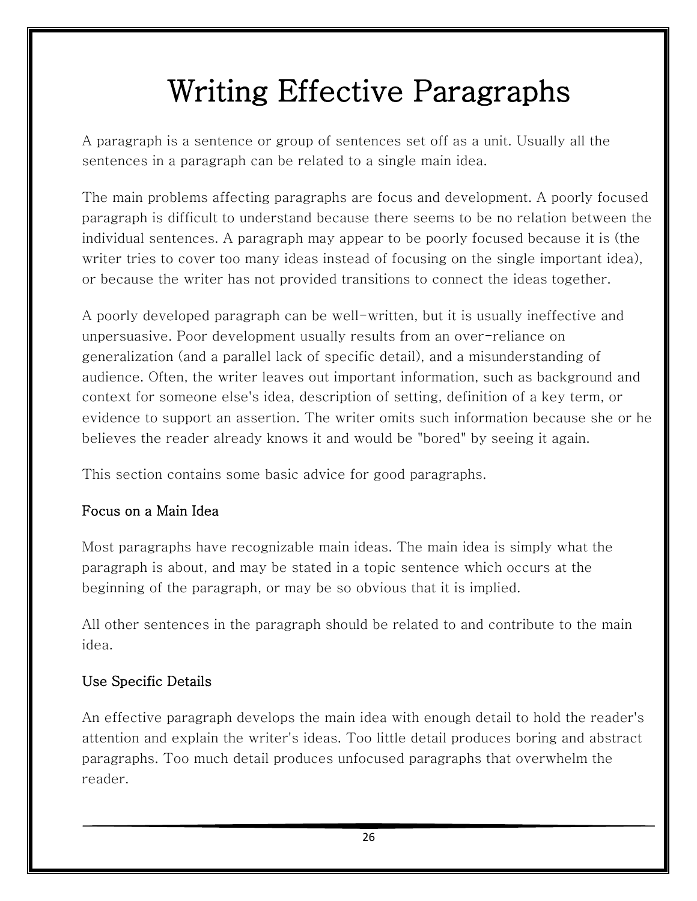# Writing Effective Paragraphs

A paragraph is a sentence or group of sentences set off as a unit. Usually all the sentences in a paragraph can be related to a single main idea.

The main problems affecting paragraphs are focus and development. A poorly focused paragraph is difficult to understand because there seems to be no relation between the individual sentences. A paragraph may appear to be poorly focused because it is (the writer tries to cover too many ideas instead of focusing on the single important idea), or because the writer has not provided transitions to connect the ideas together.

A poorly developed paragraph can be well-written, but it is usually ineffective and unpersuasive. Poor development usually results from an over-reliance on generalization (and a parallel lack of specific detail), and a misunderstanding of audience. Often, the writer leaves out important information, such as background and context for someone else's idea, description of setting, definition of a key term, or evidence to support an assertion. The writer omits such information because she or he believes the reader already knows it and would be "bored" by seeing it again.

This section contains some basic advice for good paragraphs.

### Focus on a Main Idea

Most paragraphs have recognizable main ideas. The main idea is simply what the paragraph is about, and may be stated in a topic sentence which occurs at the beginning of the paragraph, or may be so obvious that it is implied.

All other sentences in the paragraph should be related to and contribute to the main idea.

### Use Specific Details

An effective paragraph develops the main idea with enough detail to hold the reader's attention and explain the writer's ideas. Too little detail produces boring and abstract paragraphs. Too much detail produces unfocused paragraphs that overwhelm the reader.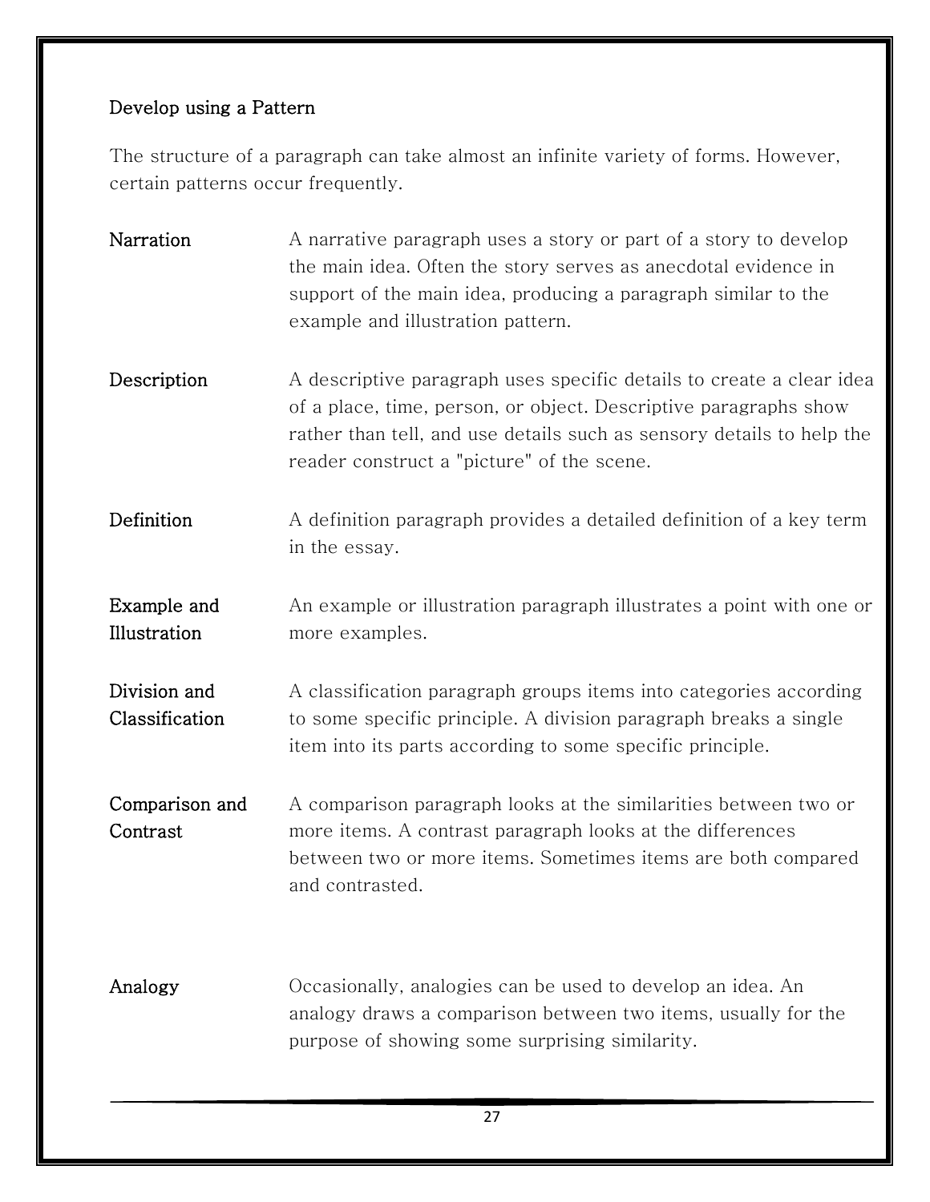## Develop using a Pattern

The structure of a paragraph can take almost an infinite variety of forms. However, certain patterns occur frequently.

**Narration** — A narrative paragraph uses a story or part of a story to develop the main idea. Often the story serves as anecdotal evidence in support of the main idea, producing a paragraph similar to the example and illustration pattern.

**Description** — A descriptive paragraph uses specific details to create a clear idea of a place, time, person, or object. Descriptive paragraphs show rather than tell, and use details such as sensory details to help the reader construct a "picture" of the scene.

**Definition** — A definition paragraph provides a detailed definition of a key term in the essay.

**Example and Illustration** — An example or illustration paragraph illustrates a point with one or more examples.

**Division and Classification** — A classification paragraph groups items into categories according to some specific principle. A division paragraph breaks a single item into its parts according to some specific principle.

**Comparison and Contrast** — A comparison paragraph looks at the similarities between two or more items. A contrast paragraph looks at the differences between two or more items. Sometimes items are both compared and contrasted.

**Analogy** — Occasionally, analogies can be used to develop an idea. An analogy draws a comparison between two items, usually for the purpose of showing some surprising similarity.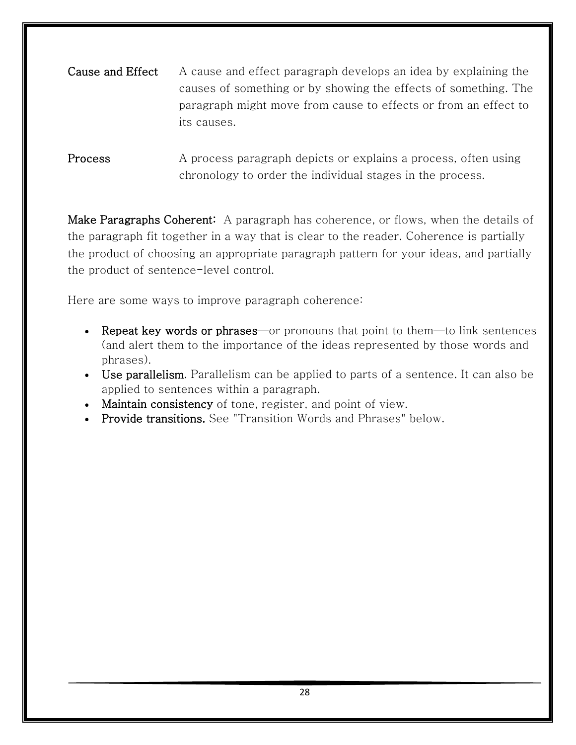**Cause and Effect** A cause and effect paragraph develops an idea by explaining the causes of something or by showing the effects of something. The paragraph might move from cause to effects or from an effect to its causes.

**Process** A process paragraph depicts or explains a process, often using chronology to order the individual stages in the process.

**Make Paragraphs Coherent:** A paragraph has coherence, or flows, when the details of the paragraph fit together in a way that is clear to the reader. Coherence is partially the product of choosing an appropriate paragraph pattern for your ideas, and partially the product of sentence-level control.

Here are some ways to improve paragraph coherence:

- **Repeat key words or phrases**—or pronouns that point to them—to link sentences (and alert them to the importance of the ideas represented by those words and phrases).
- **Use parallelism**. Parallelism can be applied to parts of a sentence. It can also be applied to sentences within a paragraph.
- **Maintain consistency** of tone, register, and point of view.
- **Provide transitions.** See "Transition Words and Phrases" below.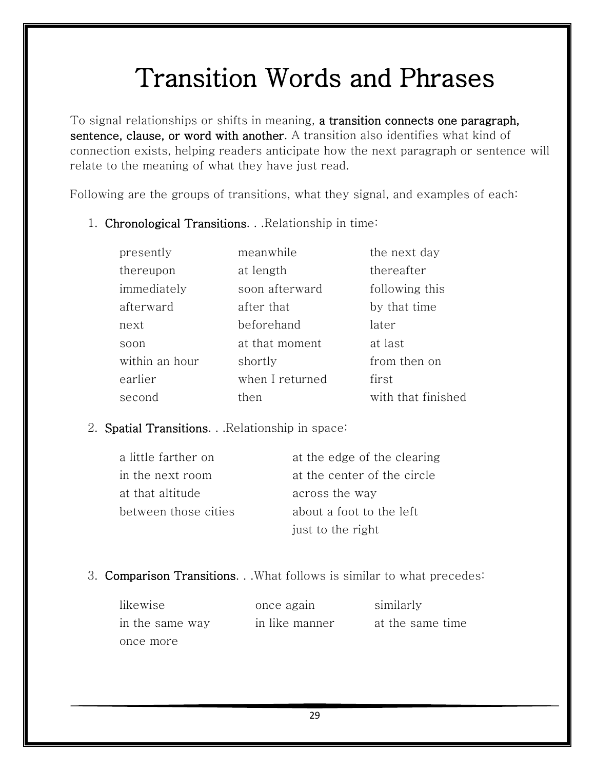# Transition Words and Phrases

To signal relationships or shifts in meaning, **a transition connects one paragraph, sentence, clause, or word with another**. A transition also identifies what kind of connection exists, helping readers anticipate how the next paragraph or sentence will relate to the meaning of what they have just read.

Following are the groups of transitions, what they signal, and examples of each:

1. **Chronological Transitions**. . .Relationship in time:

| | | |
|---|---|---|
| presently | meanwhile | the next day |
| thereupon | at length | thereafter |
| immediately | soon afterward | following this |
| afterward | after that | by that time |
| next | beforehand | later |
| soon | at that moment | at last |
| within an hour | shortly | from then on |
| earlier | when I returned | first |
| second | then | with that finished |

2. **Spatial Transitions**. . .Relationship in space:

| | |
|---|---|
| a little farther on | at the edge of the clearing |
| in the next room | at the center of the circle |
| at that altitude | across the way |
| between those cities | about a foot to the left |
| | just to the right |

3. **Comparison Transitions**. . .What follows is similar to what precedes:

| | | |
|---|---|---|
| likewise | once again | similarly |
| in the same way | in like manner | at the same time |
| once more | | |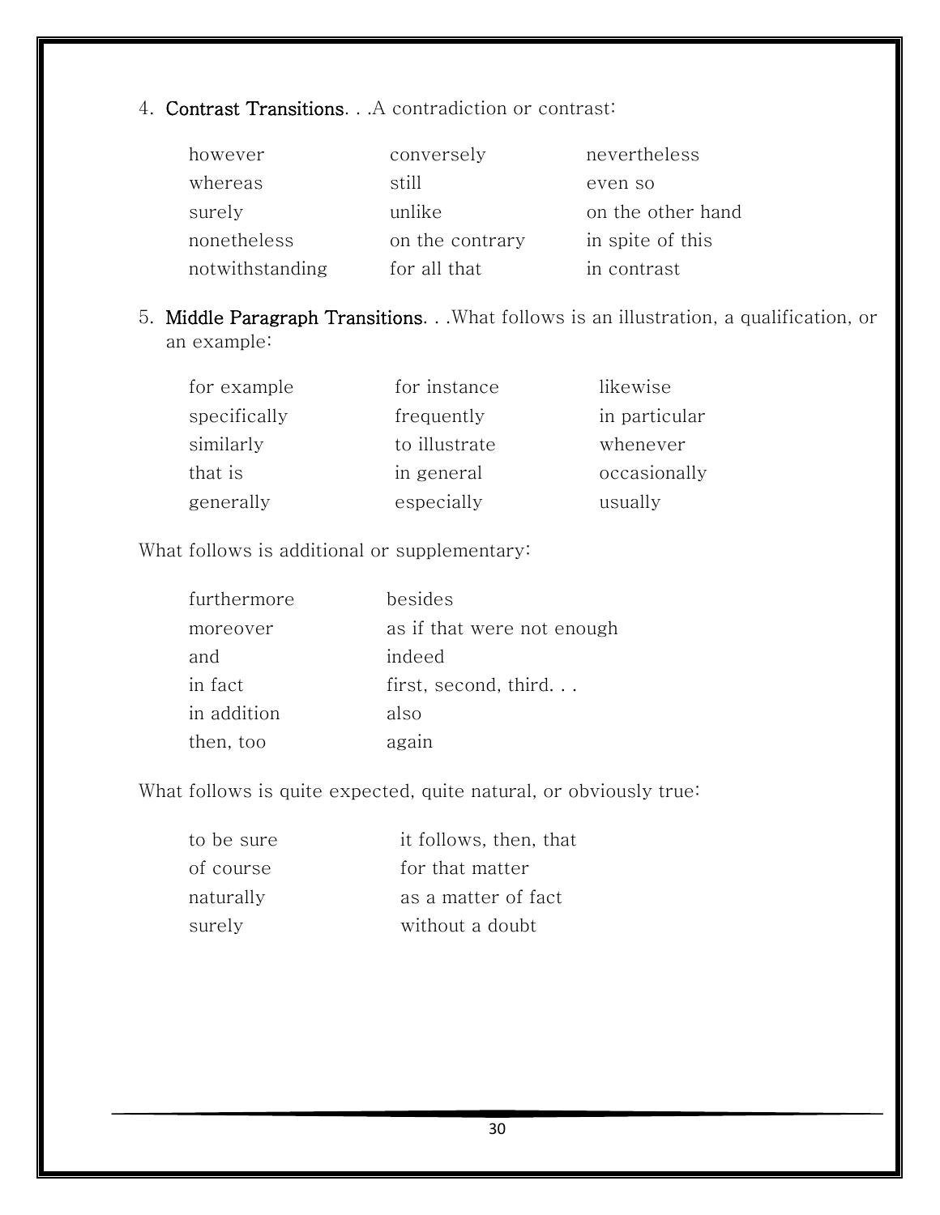4. **Contrast Transitions**. . .A contradiction or contrast:

| | | |
|---|---|---|
| however | conversely | nevertheless |
| whereas | still | even so |
| surely | unlike | on the other hand |
| nonetheless | on the contrary | in spite of this |
| notwithstanding | for all that | in contrast |

5. **Middle Paragraph Transitions**. . .What follows is an illustration, a qualification, or an example:

| | | |
|---|---|---|
| for example | for instance | likewise |
| specifically | frequently | in particular |
| similarly | to illustrate | whenever |
| that is | in general | occasionally |
| generally | especially | usually |

What follows is additional or supplementary:

| | |
|---|---|
| furthermore | besides |
| moreover | as if that were not enough |
| and | indeed |
| in fact | first, second, third. . . |
| in addition | also |
| then, too | again |

What follows is quite expected, quite natural, or obviously true:

| | |
|---|---|
| to be sure | it follows, then, that |
| of course | for that matter |
| naturally | as a matter of fact |
| surely | without a doubt |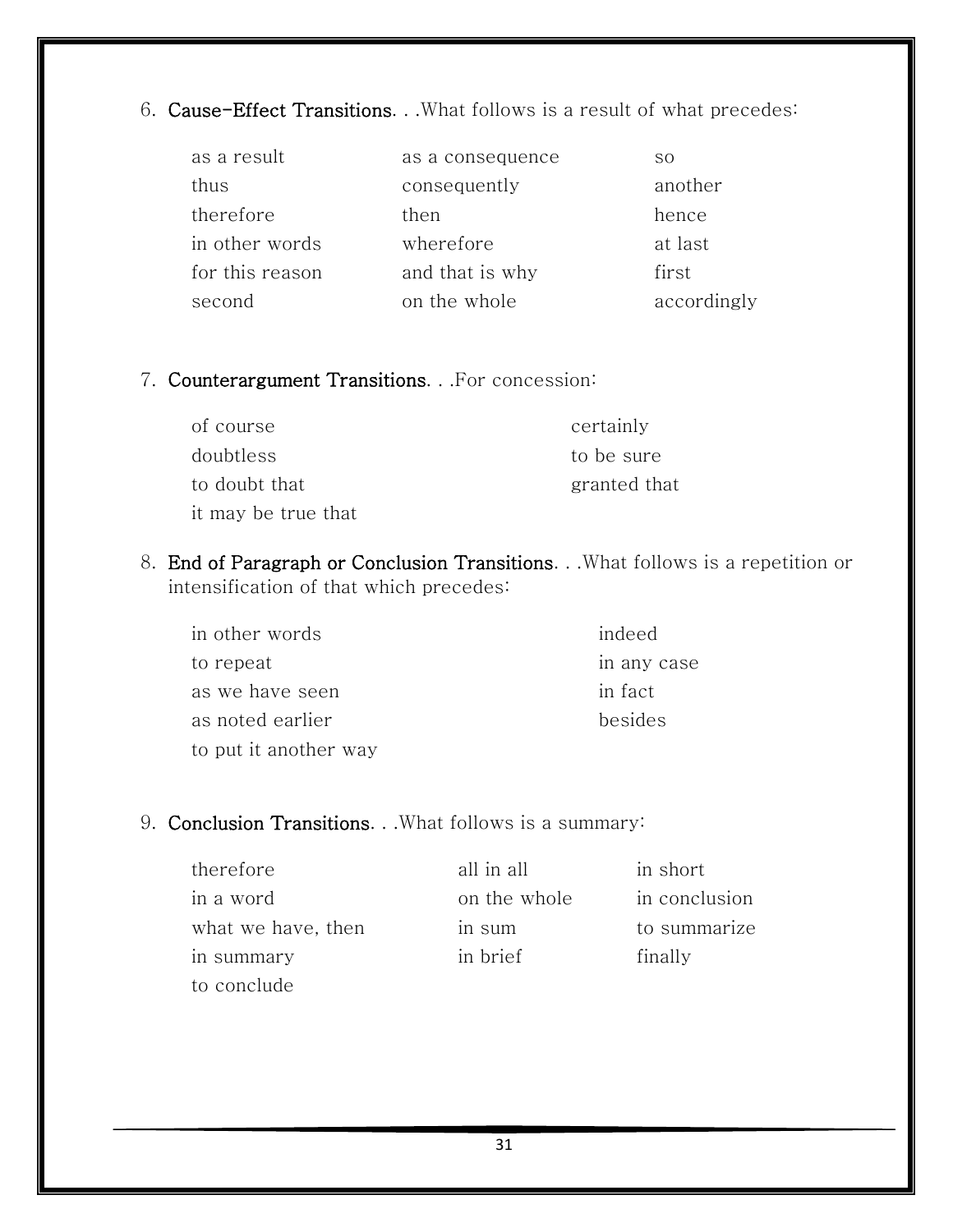6. **Cause-Effect Transitions**. . .What follows is a result of what precedes:

| | | |
|---|---|---|
| as a result | as a consequence | so |
| thus | consequently | another |
| therefore | then | hence |
| in other words | wherefore | at last |
| for this reason | and that is why | first |
| second | on the whole | accordingly |

7. **Counterargument Transitions**. . .For concession:

| | |
|---|---|
| of course | certainly |
| doubtless | to be sure |
| to doubt that | granted that |
| it may be true that | |

8. **End of Paragraph or Conclusion Transitions**. . .What follows is a repetition or intensification of that which precedes:

| | |
|---|---|
| in other words | indeed |
| to repeat | in any case |
| as we have seen | in fact |
| as noted earlier | besides |
| to put it another way | |

9. **Conclusion Transitions**. . .What follows is a summary:

| | | |
|---|---|---|
| therefore | all in all | in short |
| in a word | on the whole | in conclusion |
| what we have, then | in sum | to summarize |
| in summary | in brief | finally |
| to conclude | | |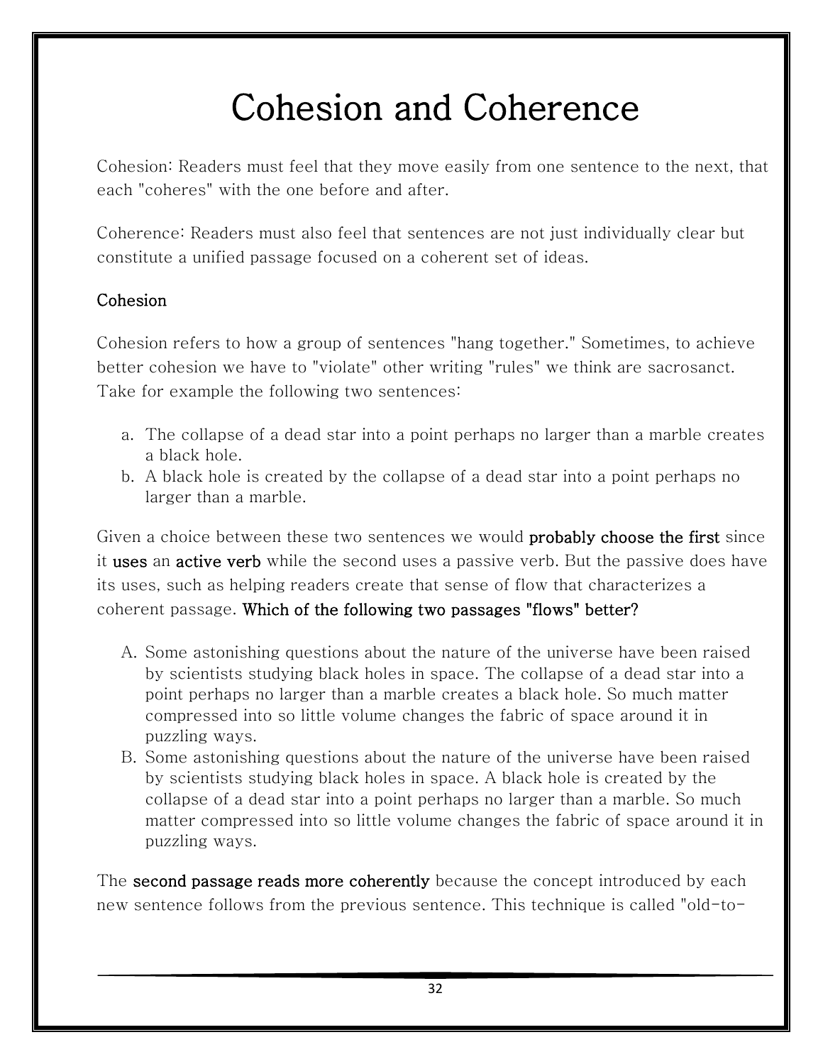# Cohesion and Coherence

Cohesion: Readers must feel that they move easily from one sentence to the next, that each "coheres" with the one before and after.

Coherence: Readers must also feel that sentences are not just individually clear but constitute a unified passage focused on a coherent set of ideas.

## Cohesion

Cohesion refers to how a group of sentences "hang together." Sometimes, to achieve better cohesion we have to "violate" other writing "rules" we think are sacrosanct. Take for example the following two sentences:

a. The collapse of a dead star into a point perhaps no larger than a marble creates a black hole.
b. A black hole is created by the collapse of a dead star into a point perhaps no larger than a marble.

Given a choice between these two sentences we would **probably choose the first** since it **uses** an **active verb** while the second uses a passive verb. But the passive does have its uses, such as helping readers create that sense of flow that characterizes a coherent passage. **Which of the following two passages "flows" better?**

A. Some astonishing questions about the nature of the universe have been raised by scientists studying black holes in space. The collapse of a dead star into a point perhaps no larger than a marble creates a black hole. So much matter compressed into so little volume changes the fabric of space around it in puzzling ways.
B. Some astonishing questions about the nature of the universe have been raised by scientists studying black holes in space. A black hole is created by the collapse of a dead star into a point perhaps no larger than a marble. So much matter compressed into so little volume changes the fabric of space around it in puzzling ways.

The **second passage reads more coherently** because the concept introduced by each new sentence follows from the previous sentence. This technique is called "old-to-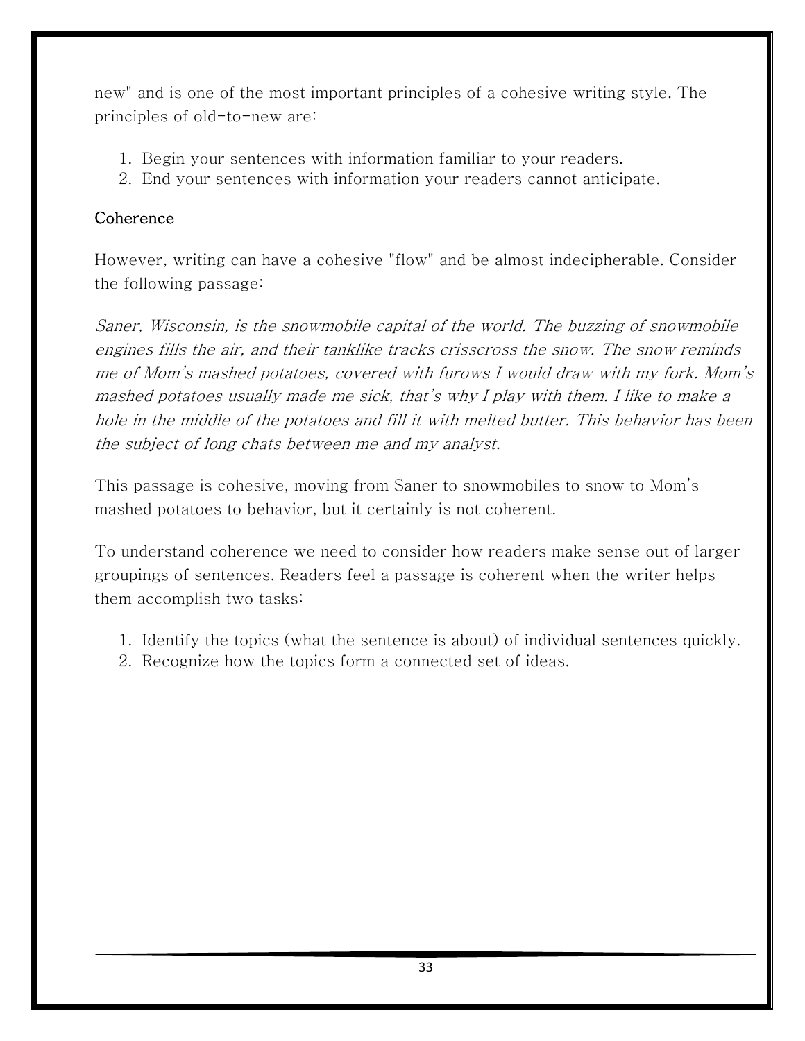new" and is one of the most important principles of a cohesive writing style. The principles of old-to-new are:

1. Begin your sentences with information familiar to your readers.
2. End your sentences with information your readers cannot anticipate.

### Coherence

However, writing can have a cohesive "flow" and be almost indecipherable. Consider the following passage:

*Saner, Wisconsin, is the snowmobile capital of the world. The buzzing of snowmobile engines fills the air, and their tanklike tracks crisscross the snow. The snow reminds me of Mom's mashed potatoes, covered with furows I would draw with my fork. Mom's mashed potatoes usually made me sick, that's why I play with them. I like to make a hole in the middle of the potatoes and fill it with melted butter. This behavior has been the subject of long chats between me and my analyst.*

This passage is cohesive, moving from Saner to snowmobiles to snow to Mom's mashed potatoes to behavior, but it certainly is not coherent.

To understand coherence we need to consider how readers make sense out of larger groupings of sentences. Readers feel a passage is coherent when the writer helps them accomplish two tasks:

1. Identify the topics (what the sentence is about) of individual sentences quickly.
2. Recognize how the topics form a connected set of ideas.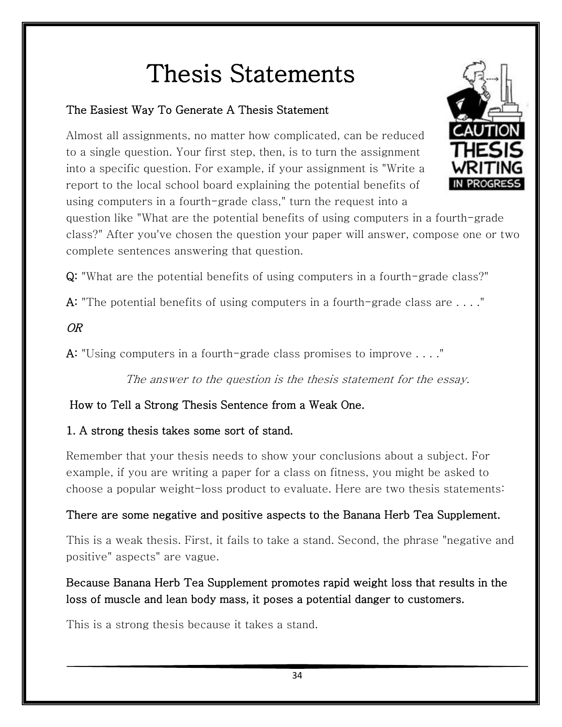# Thesis Statements

### The Easiest Way To Generate A Thesis Statement

Almost all assignments, no matter how complicated, can be reduced to a single question. Your first step, then, is to turn the assignment into a specific question. For example, if your assignment is "Write a report to the local school board explaining the potential benefits of using computers in a fourth-grade class," turn the request into a question like "What are the potential benefits of using computers in a fourth-grade class?" After you've chosen the question your paper will answer, compose one or two complete sentences answering that question.

**Q:** "What are the potential benefits of using computers in a fourth-grade class?"

**A:** "The potential benefits of using computers in a fourth-grade class are . . . ."

*OR*

**A:** "Using computers in a fourth-grade class promises to improve . . . ."

*The answer to the question is the thesis statement for the essay.*

### How to Tell a Strong Thesis Sentence from a Weak One.

**1. A strong thesis takes some sort of stand.**

Remember that your thesis needs to show your conclusions about a subject. For example, if you are writing a paper for a class on fitness, you might be asked to choose a popular weight-loss product to evaluate. Here are two thesis statements:

**There are some negative and positive aspects to the Banana Herb Tea Supplement.**

This is a weak thesis. First, it fails to take a stand. Second, the phrase "negative and positive" aspects" are vague.

**Because Banana Herb Tea Supplement promotes rapid weight loss that results in the loss of muscle and lean body mass, it poses a potential danger to customers.**

This is a strong thesis because it takes a stand.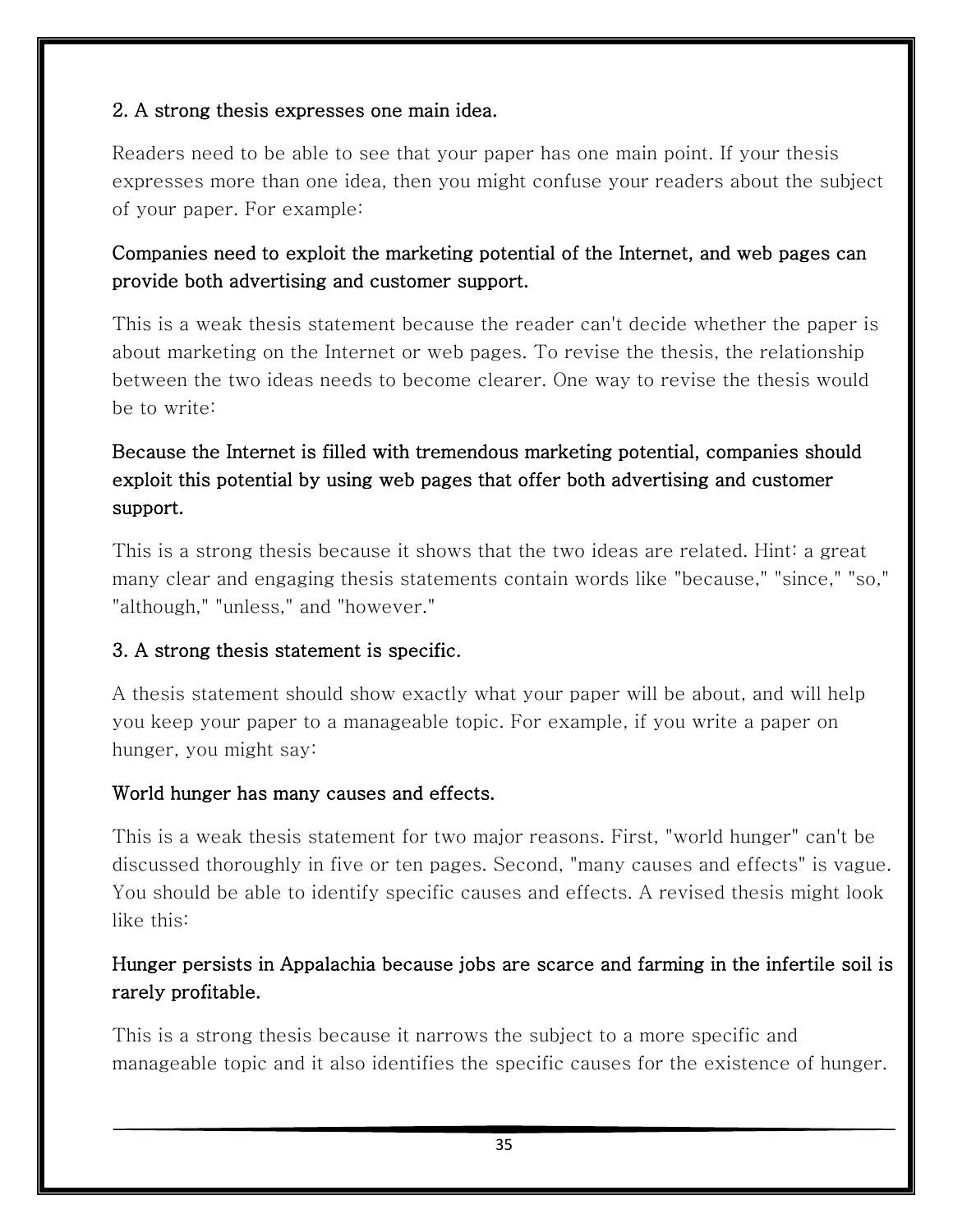### 2. A strong thesis expresses one main idea.

Readers need to be able to see that your paper has one main point. If your thesis expresses more than one idea, then you might confuse your readers about the subject of your paper. For example:

**Companies need to exploit the marketing potential of the Internet, and web pages can provide both advertising and customer support.**

This is a weak thesis statement because the reader can't decide whether the paper is about marketing on the Internet or web pages. To revise the thesis, the relationship between the two ideas needs to become clearer. One way to revise the thesis would be to write:

**Because the Internet is filled with tremendous marketing potential, companies should exploit this potential by using web pages that offer both advertising and customer support.**

This is a strong thesis because it shows that the two ideas are related. Hint: a great many clear and engaging thesis statements contain words like "because," "since," "so," "although," "unless," and "however."

### 3. A strong thesis statement is specific.

A thesis statement should show exactly what your paper will be about, and will help you keep your paper to a manageable topic. For example, if you write a paper on hunger, you might say:

**World hunger has many causes and effects.**

This is a weak thesis statement for two major reasons. First, "world hunger" can't be discussed thoroughly in five or ten pages. Second, "many causes and effects" is vague. You should be able to identify specific causes and effects. A revised thesis might look like this:

**Hunger persists in Appalachia because jobs are scarce and farming in the infertile soil is rarely profitable.**

This is a strong thesis because it narrows the subject to a more specific and manageable topic and it also identifies the specific causes for the existence of hunger.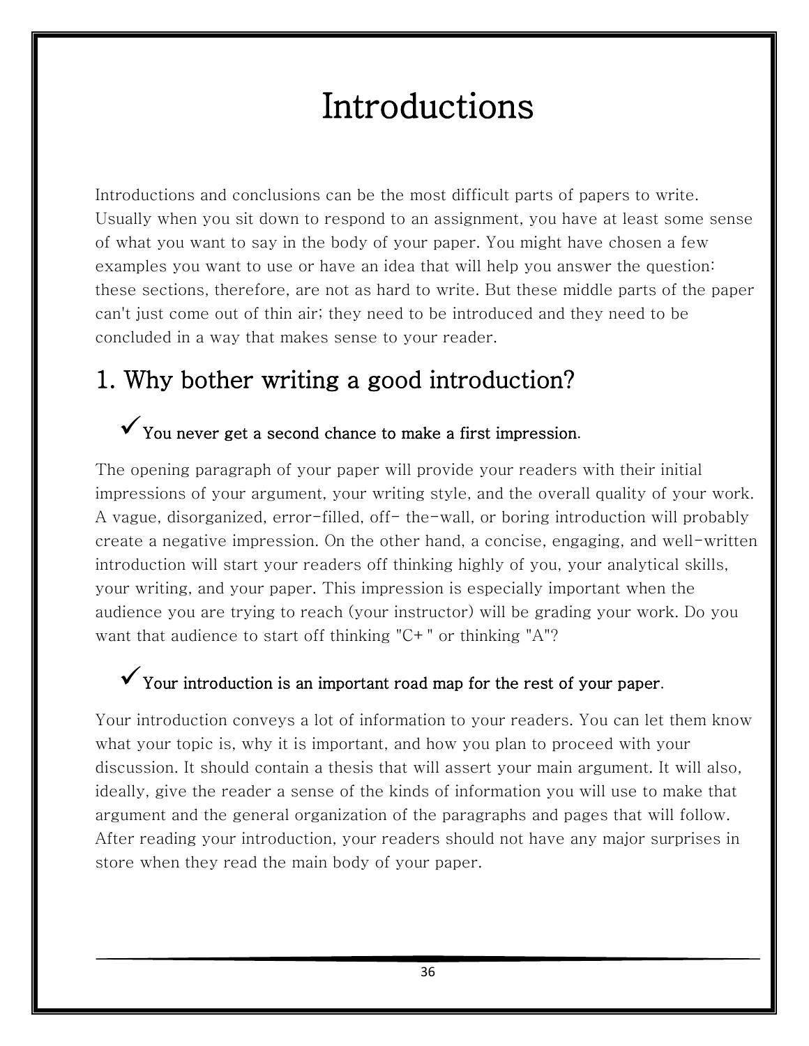# Introductions

Introductions and conclusions can be the most difficult parts of papers to write. Usually when you sit down to respond to an assignment, you have at least some sense of what you want to say in the body of your paper. You might have chosen a few examples you want to use or have an idea that will help you answer the question: these sections, therefore, are not as hard to write. But these middle parts of the paper can't just come out of thin air; they need to be introduced and they need to be concluded in a way that makes sense to your reader.

## 1. Why bother writing a good introduction?

✓ **You never get a second chance to make a first impression.**

The opening paragraph of your paper will provide your readers with their initial impressions of your argument, your writing style, and the overall quality of your work. A vague, disorganized, error-filled, off- the-wall, or boring introduction will probably create a negative impression. On the other hand, a concise, engaging, and well-written introduction will start your readers off thinking highly of you, your analytical skills, your writing, and your paper. This impression is especially important when the audience you are trying to reach (your instructor) will be grading your work. Do you want that audience to start off thinking "C+ " or thinking "A"?

✓ **Your introduction is an important road map for the rest of your paper.**

Your introduction conveys a lot of information to your readers. You can let them know what your topic is, why it is important, and how you plan to proceed with your discussion. It should contain a thesis that will assert your main argument. It will also, ideally, give the reader a sense of the kinds of information you will use to make that argument and the general organization of the paragraphs and pages that will follow. After reading your introduction, your readers should not have any major surprises in store when they read the main body of your paper.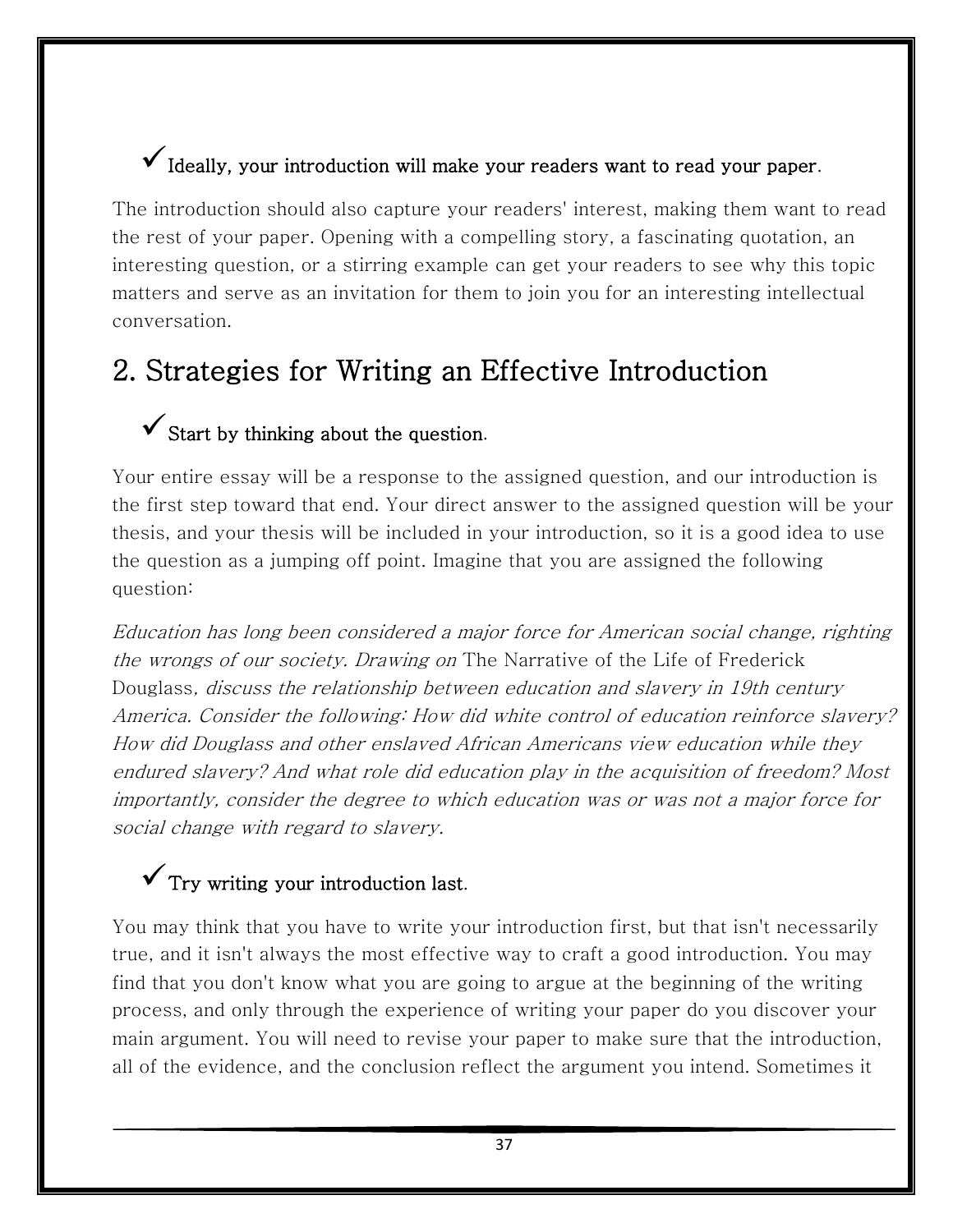✓ **Ideally, your introduction will make your readers want to read your paper.**

The introduction should also capture your readers' interest, making them want to read the rest of your paper. Opening with a compelling story, a fascinating quotation, an interesting question, or a stirring example can get your readers to see why this topic matters and serve as an invitation for them to join you for an interesting intellectual conversation.

## 2. Strategies for Writing an Effective Introduction

✓ **Start by thinking about the question.**

Your entire essay will be a response to the assigned question, and our introduction is the first step toward that end. Your direct answer to the assigned question will be your thesis, and your thesis will be included in your introduction, so it is a good idea to use the question as a jumping off point. Imagine that you are assigned the following question:

*Education has long been considered a major force for American social change, righting the wrongs of our society. Drawing on* The Narrative of the Life of Frederick Douglass*, discuss the relationship between education and slavery in 19th century America. Consider the following: How did white control of education reinforce slavery? How did Douglass and other enslaved African Americans view education while they endured slavery? And what role did education play in the acquisition of freedom? Most importantly, consider the degree to which education was or was not a major force for social change with regard to slavery.*

✓ **Try writing your introduction last.**

You may think that you have to write your introduction first, but that isn't necessarily true, and it isn't always the most effective way to craft a good introduction. You may find that you don't know what you are going to argue at the beginning of the writing process, and only through the experience of writing your paper do you discover your main argument. You will need to revise your paper to make sure that the introduction, all of the evidence, and the conclusion reflect the argument you intend. Sometimes it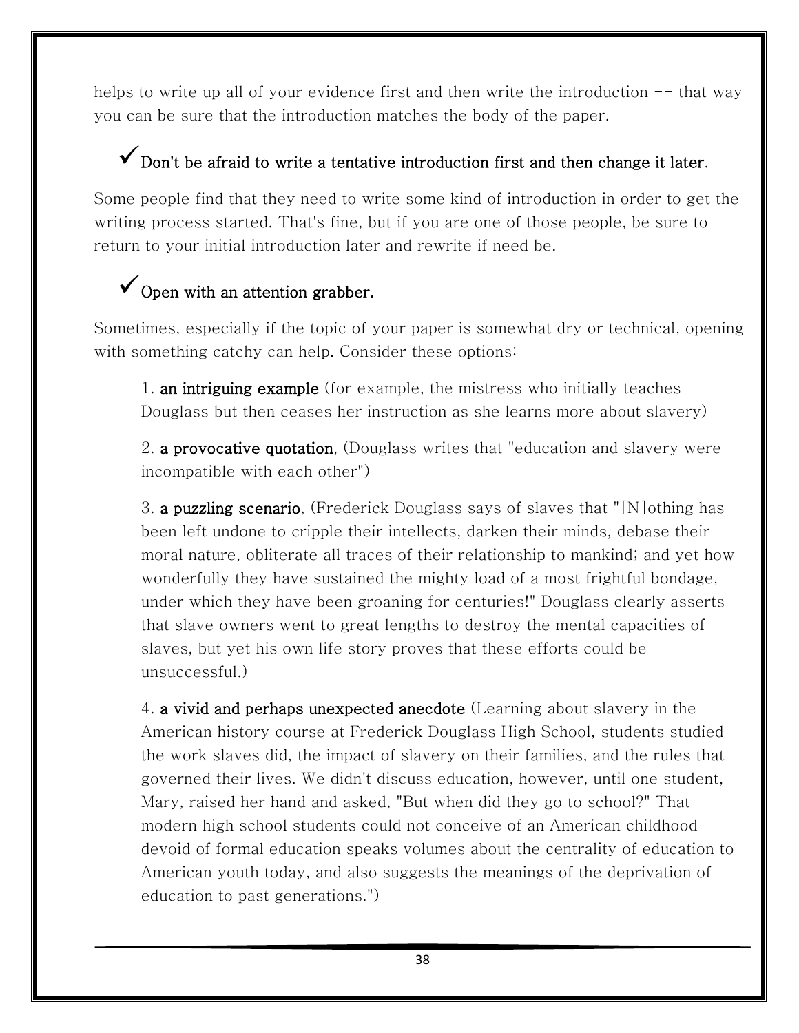helps to write up all of your evidence first and then write the introduction -- that way you can be sure that the introduction matches the body of the paper.

### ✓ Don't be afraid to write a tentative introduction first and then change it later.

Some people find that they need to write some kind of introduction in order to get the writing process started. That's fine, but if you are one of those people, be sure to return to your initial introduction later and rewrite if need be.

### ✓ Open with an attention grabber.

Sometimes, especially if the topic of your paper is somewhat dry or technical, opening with something catchy can help. Consider these options:

1. **an intriguing example** (for example, the mistress who initially teaches Douglass but then ceases her instruction as she learns more about slavery)

2. **a provocative quotation**, (Douglass writes that "education and slavery were incompatible with each other")

3. **a puzzling scenario**, (Frederick Douglass says of slaves that "[N]othing has been left undone to cripple their intellects, darken their minds, debase their moral nature, obliterate all traces of their relationship to mankind; and yet how wonderfully they have sustained the mighty load of a most frightful bondage, under which they have been groaning for centuries!" Douglass clearly asserts that slave owners went to great lengths to destroy the mental capacities of slaves, but yet his own life story proves that these efforts could be unsuccessful.)

4. **a vivid and perhaps unexpected anecdote** (Learning about slavery in the American history course at Frederick Douglass High School, students studied the work slaves did, the impact of slavery on their families, and the rules that governed their lives. We didn't discuss education, however, until one student, Mary, raised her hand and asked, "But when did they go to school?" That modern high school students could not conceive of an American childhood devoid of formal education speaks volumes about the centrality of education to American youth today, and also suggests the meanings of the deprivation of education to past generations.")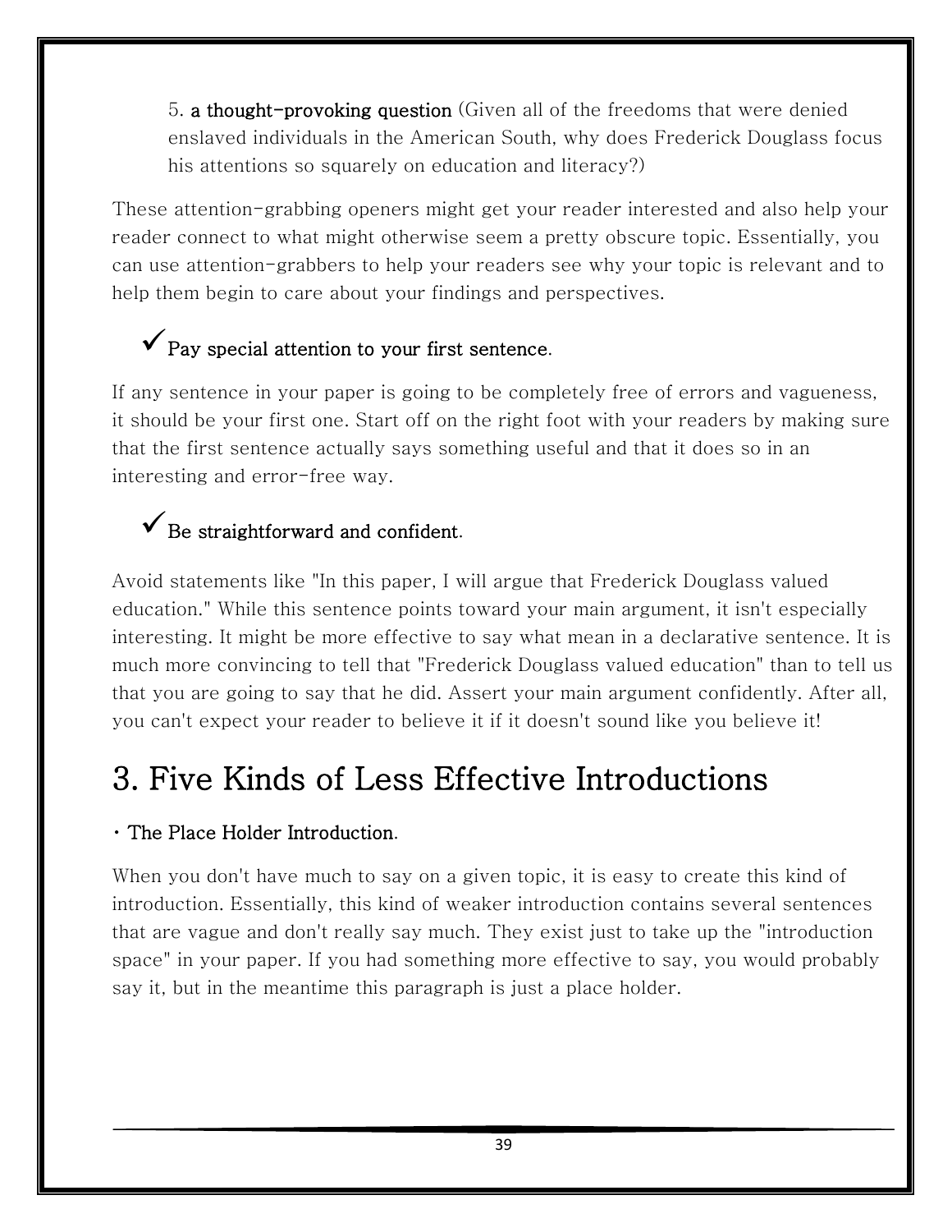5. **a thought-provoking question** (Given all of the freedoms that were denied enslaved individuals in the American South, why does Frederick Douglass focus his attentions so squarely on education and literacy?)

These attention-grabbing openers might get your reader interested and also help your reader connect to what might otherwise seem a pretty obscure topic. Essentially, you can use attention-grabbers to help your readers see why your topic is relevant and to help them begin to care about your findings and perspectives.

✓ **Pay special attention to your first sentence**.

If any sentence in your paper is going to be completely free of errors and vagueness, it should be your first one. Start off on the right foot with your readers by making sure that the first sentence actually says something useful and that it does so in an interesting and error-free way.

✓ **Be straightforward and confident**.

Avoid statements like "In this paper, I will argue that Frederick Douglass valued education." While this sentence points toward your main argument, it isn't especially interesting. It might be more effective to say what mean in a declarative sentence. It is much more convincing to tell that "Frederick Douglass valued education" than to tell us that you are going to say that he did. Assert your main argument confidently. After all, you can't expect your reader to believe it if it doesn't sound like you believe it!

## 3. Five Kinds of Less Effective Introductions

- **The Place Holder Introduction**.

When you don't have much to say on a given topic, it is easy to create this kind of introduction. Essentially, this kind of weaker introduction contains several sentences that are vague and don't really say much. They exist just to take up the "introduction space" in your paper. If you had something more effective to say, you would probably say it, but in the meantime this paragraph is just a place holder.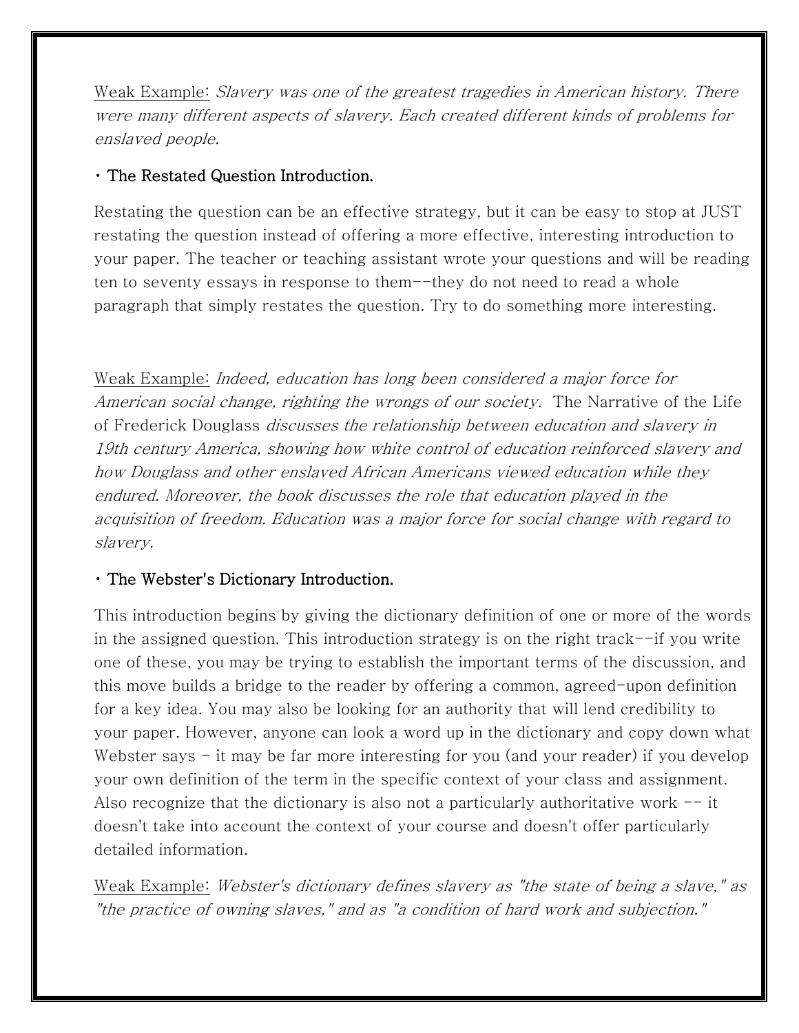Weak Example: *Slavery was one of the greatest tragedies in American history. There were many different aspects of slavery. Each created different kinds of problems for enslaved people.*

- **The Restated Question Introduction.**

Restating the question can be an effective strategy, but it can be easy to stop at JUST restating the question instead of offering a more effective, interesting introduction to your paper. The teacher or teaching assistant wrote your questions and will be reading ten to seventy essays in response to them--they do not need to read a whole paragraph that simply restates the question. Try to do something more interesting.

Weak Example: *Indeed, education has long been considered a major force for American social change, righting the wrongs of our society.* The Narrative of the Life of Frederick Douglass *discusses the relationship between education and slavery in 19th century America, showing how white control of education reinforced slavery and how Douglass and other enslaved African Americans viewed education while they endured. Moreover, the book discusses the role that education played in the acquisition of freedom. Education was a major force for social change with regard to slavery.*

- **The Webster's Dictionary Introduction.**

This introduction begins by giving the dictionary definition of one or more of the words in the assigned question. This introduction strategy is on the right track--if you write one of these, you may be trying to establish the important terms of the discussion, and this move builds a bridge to the reader by offering a common, agreed-upon definition for a key idea. You may also be looking for an authority that will lend credibility to your paper. However, anyone can look a word up in the dictionary and copy down what Webster says - it may be far more interesting for you (and your reader) if you develop your own definition of the term in the specific context of your class and assignment. Also recognize that the dictionary is also not a particularly authoritative work -- it doesn't take into account the context of your course and doesn't offer particularly detailed information.

Weak Example: *Webster's dictionary defines slavery as "the state of being a slave," as "the practice of owning slaves," and as "a condition of hard work and subjection."*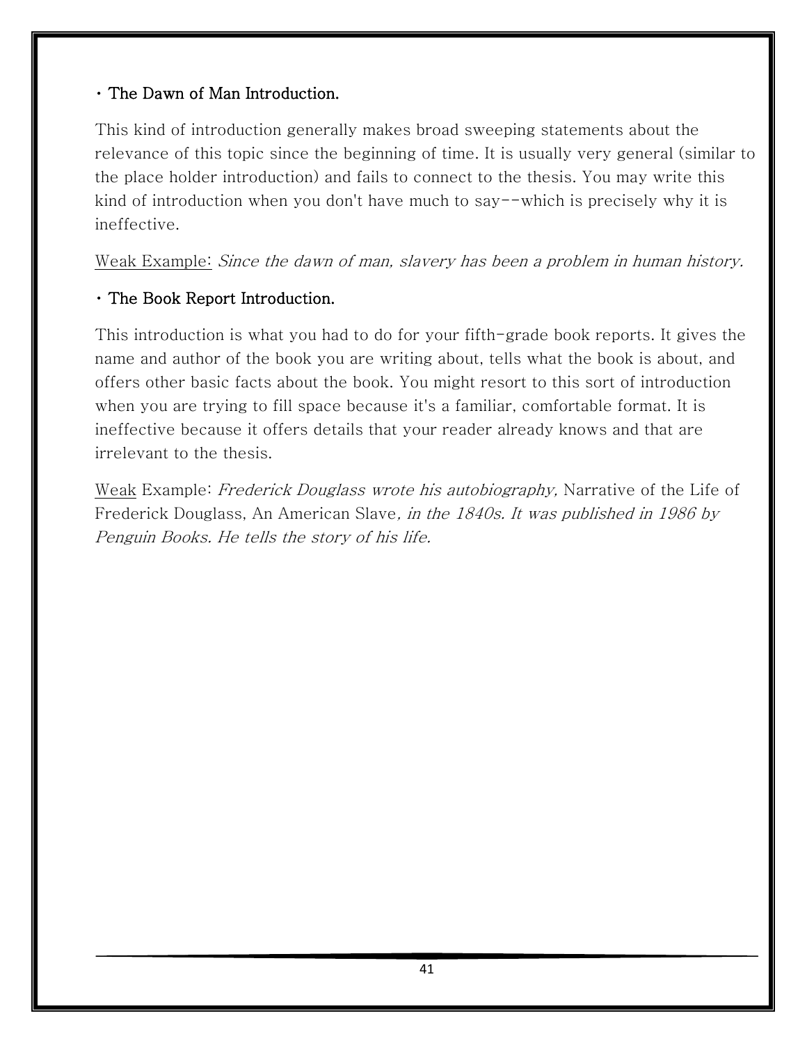- **The Dawn of Man Introduction.**

This kind of introduction generally makes broad sweeping statements about the relevance of this topic since the beginning of time. It is usually very general (similar to the place holder introduction) and fails to connect to the thesis. You may write this kind of introduction when you don't have much to say--which is precisely why it is ineffective.

Weak Example: *Since the dawn of man, slavery has been a problem in human history.*

- **The Book Report Introduction.**

This introduction is what you had to do for your fifth-grade book reports. It gives the name and author of the book you are writing about, tells what the book is about, and offers other basic facts about the book. You might resort to this sort of introduction when you are trying to fill space because it's a familiar, comfortable format. It is ineffective because it offers details that your reader already knows and that are irrelevant to the thesis.

Weak Example: *Frederick Douglass wrote his autobiography,* Narrative of the Life of Frederick Douglass, An American Slave*, in the 1840s. It was published in 1986 by Penguin Books. He tells the story of his life.*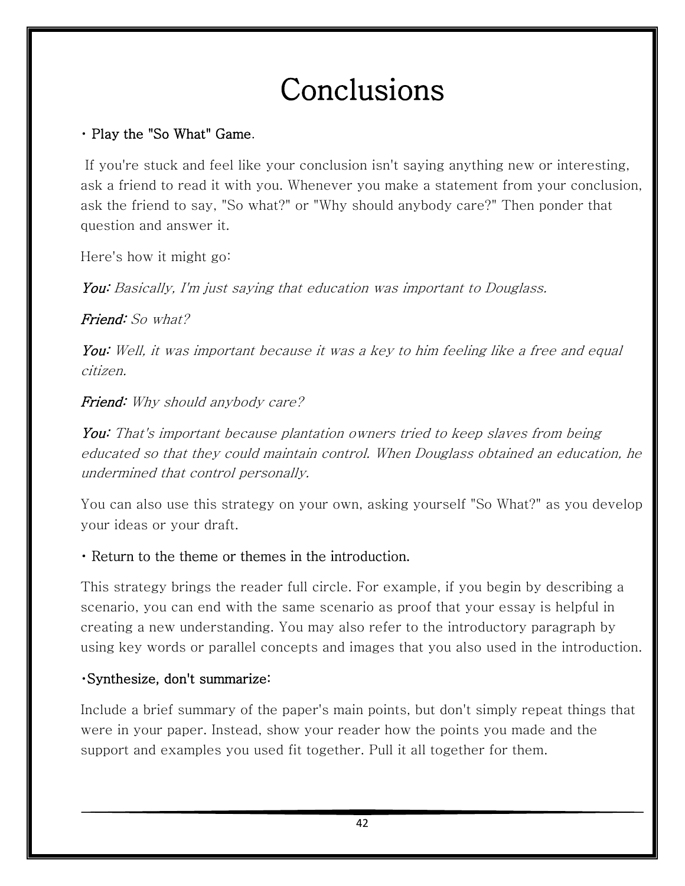# Conclusions

• **Play the "So What" Game**.

If you're stuck and feel like your conclusion isn't saying anything new or interesting, ask a friend to read it with you. Whenever you make a statement from your conclusion, ask the friend to say, "So what?" or "Why should anybody care?" Then ponder that question and answer it.

Here's how it might go:

***You:*** *Basically, I'm just saying that education was important to Douglass.*

***Friend:*** *So what?*

***You:*** *Well, it was important because it was a key to him feeling like a free and equal citizen.*

***Friend:*** *Why should anybody care?*

***You:*** *That's important because plantation owners tried to keep slaves from being educated so that they could maintain control. When Douglass obtained an education, he undermined that control personally.*

You can also use this strategy on your own, asking yourself "So What?" as you develop your ideas or your draft.

• **Return to the theme or themes in the introduction.**

This strategy brings the reader full circle. For example, if you begin by describing a scenario, you can end with the same scenario as proof that your essay is helpful in creating a new understanding. You may also refer to the introductory paragraph by using key words or parallel concepts and images that you also used in the introduction.

•**Synthesize, don't summarize:**

Include a brief summary of the paper's main points, but don't simply repeat things that were in your paper. Instead, show your reader how the points you made and the support and examples you used fit together. Pull it all together for them.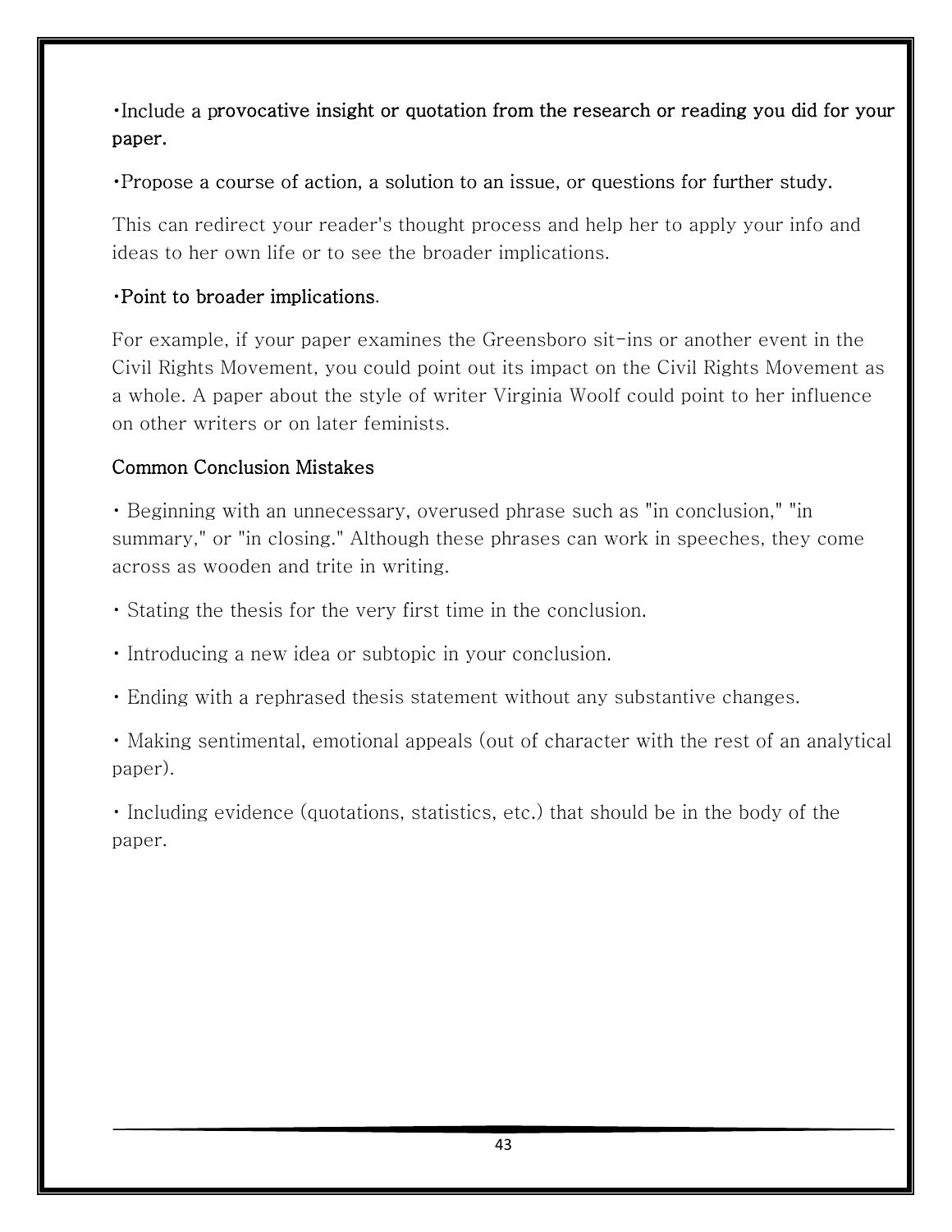**•Include a provocative insight or quotation from the research or reading you did for your paper.**

**•Propose a course of action, a solution to an issue, or questions for further study.**

This can redirect your reader's thought process and help her to apply your info and ideas to her own life or to see the broader implications.

**•Point to broader implications.**

For example, if your paper examines the Greensboro sit-ins or another event in the Civil Rights Movement, you could point out its impact on the Civil Rights Movement as a whole. A paper about the style of writer Virginia Woolf could point to her influence on other writers or on later feminists.

**Common Conclusion Mistakes**

• Beginning with an unnecessary, overused phrase such as "in conclusion," "in summary," or "in closing." Although these phrases can work in speeches, they come across as wooden and trite in writing.

• Stating the thesis for the very first time in the conclusion.

• Introducing a new idea or subtopic in your conclusion.

• Ending with a rephrased thesis statement without any substantive changes.

• Making sentimental, emotional appeals (out of character with the rest of an analytical paper).

• Including evidence (quotations, statistics, etc.) that should be in the body of the paper.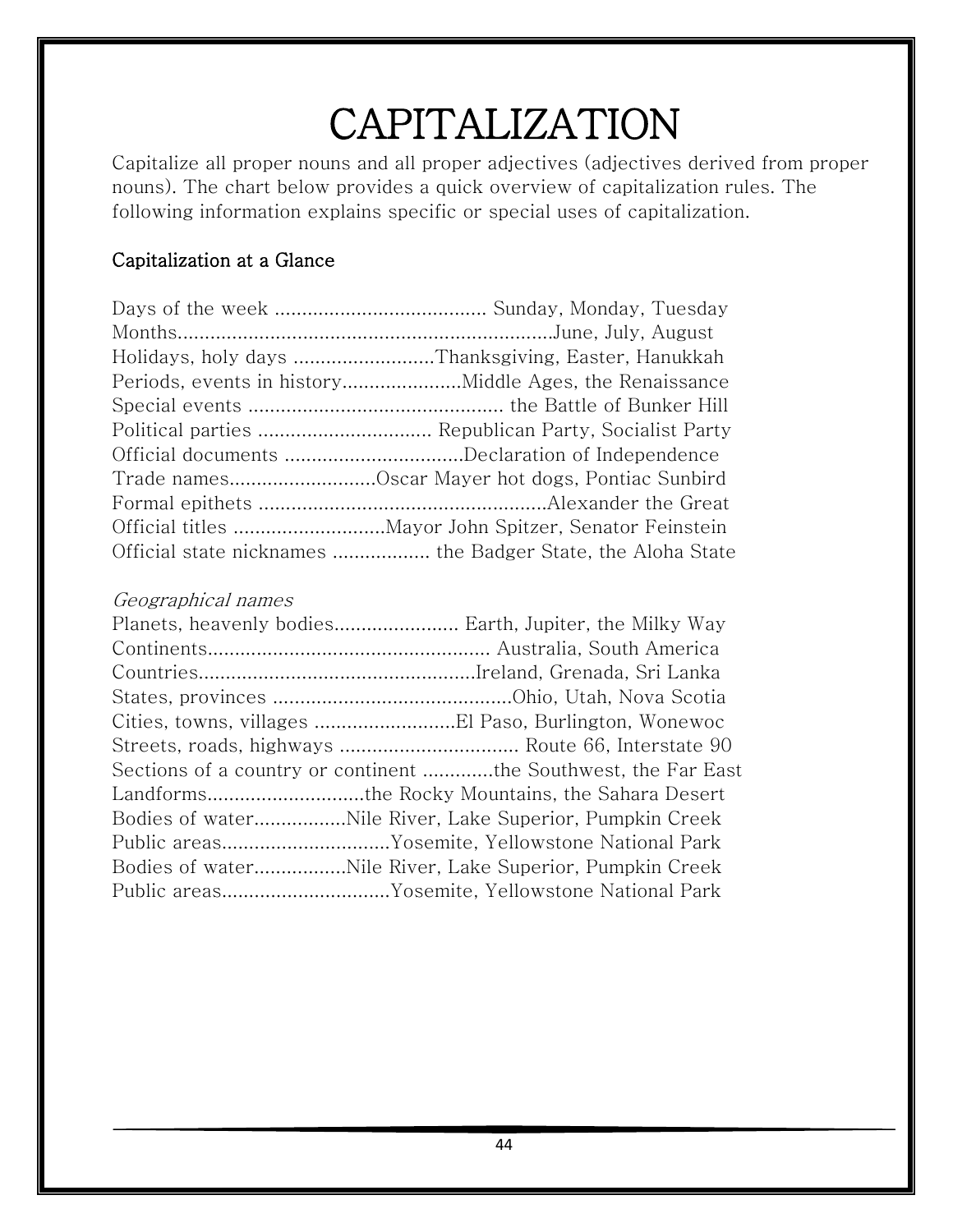# CAPITALIZATION

Capitalize all proper nouns and all proper adjectives (adjectives derived from proper nouns). The chart below provides a quick overview of capitalization rules. The following information explains specific or special uses of capitalization.

**Capitalization at a Glance**

Days of the week ....................................... Sunday, Monday, Tuesday
Months....................................................................June, July, August
Holidays, holy days ..........................Thanksgiving, Easter, Hanukkah
Periods, events in history......................Middle Ages, the Renaissance
Special events ............................................... the Battle of Bunker Hill
Political parties ................................ Republican Party, Socialist Party
Official documents .................................Declaration of Independence
Trade names...........................Oscar Mayer hot dogs, Pontiac Sunbird
Formal epithets .....................................................Alexander the Great
Official titles ............................Mayor John Spitzer, Senator Feinstein
Official state nicknames .................. the Badger State, the Aloha State

*Geographical names*

Planets, heavenly bodies....................... Earth, Jupiter, the Milky Way
Continents.................................................... Australia, South America
Countries...................................................Ireland, Grenada, Sri Lanka
States, provinces ............................................Ohio, Utah, Nova Scotia
Cities, towns, villages ..........................El Paso, Burlington, Wonewoc
Streets, roads, highways ................................. Route 66, Interstate 90
Sections of a country or continent .............the Southwest, the Far East
Landforms.............................the Rocky Mountains, the Sahara Desert
Bodies of water.................Nile River, Lake Superior, Pumpkin Creek
Public areas...............................Yosemite, Yellowstone National Park
Bodies of water.................Nile River, Lake Superior, Pumpkin Creek
Public areas...............................Yosemite, Yellowstone National Park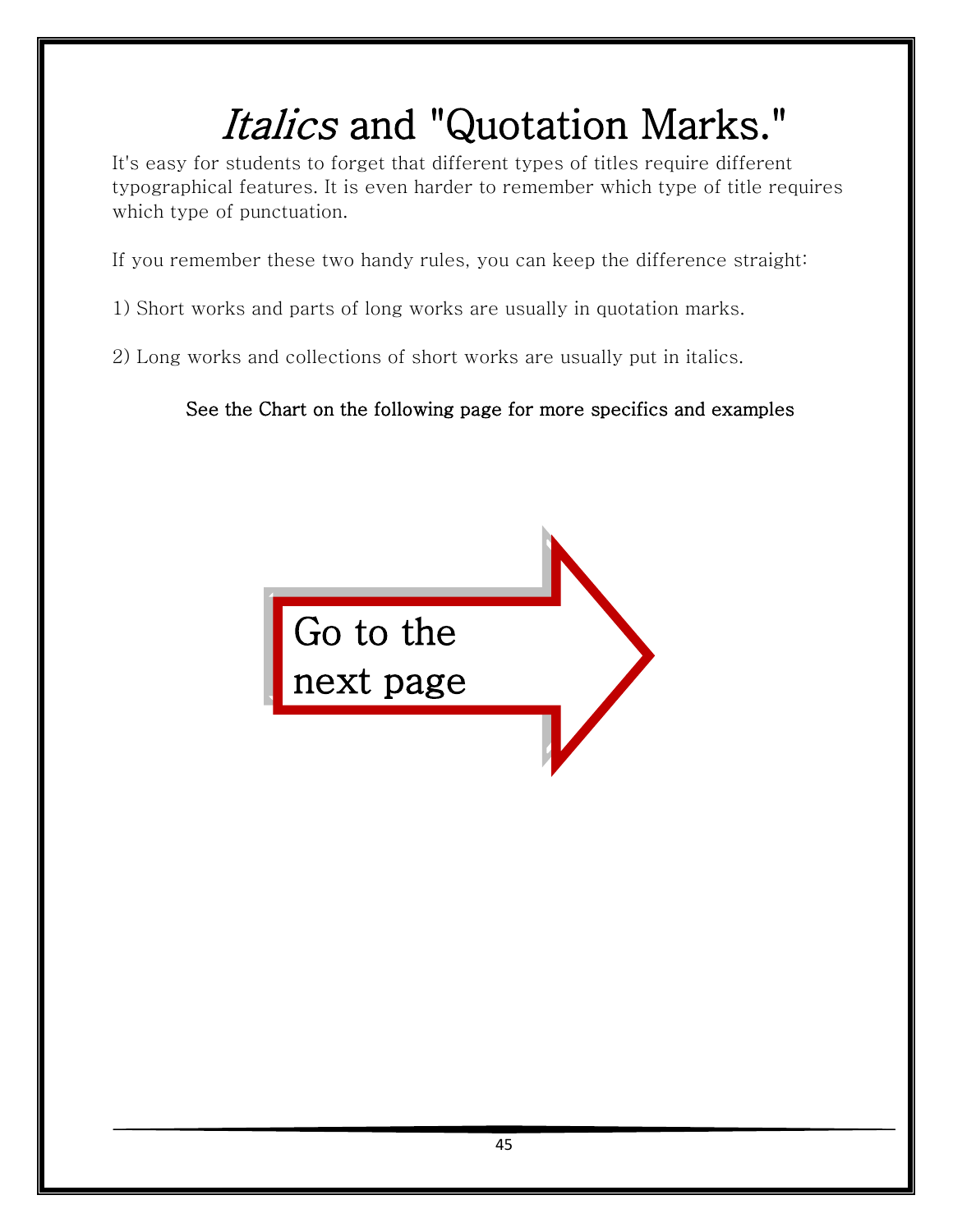# *Italics* and "Quotation Marks."

It's easy for students to forget that different types of titles require different typographical features. It is even harder to remember which type of title requires which type of punctuation.

If you remember these two handy rules, you can keep the difference straight:

1) Short works and parts of long works are usually in quotation marks.

2) Long works and collections of short works are usually put in italics.

**See the Chart on the following page for more specifics and examples**

Go to the next page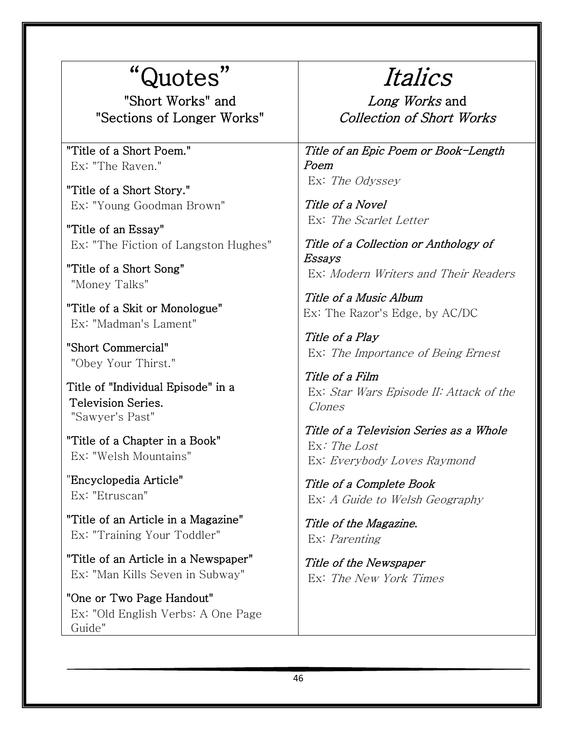| "Quotes"<br>"Short Works" and<br>"Sections of Longer Works" | *Italics*<br>*Long Works* and<br>*Collection of Short Works* |
|---|---|
| "Title of a Short Poem."<br>Ex: "The Raven."<br><br>"Title of a Short Story."<br>Ex: "Young Goodman Brown"<br><br>"Title of an Essay"<br>Ex: "The Fiction of Langston Hughes"<br><br>"Title of a Short Song"<br>"Money Talks"<br><br>"Title of a Skit or Monologue"<br>Ex: "Madman's Lament"<br><br>"Short Commercial"<br>"Obey Your Thirst."<br><br>Title of "Individual Episode" in a Television Series.<br>"Sawyer's Past"<br><br>"Title of a Chapter in a Book"<br>Ex: "Welsh Mountains"<br><br>"Encyclopedia Article"<br>Ex: "Etruscan"<br><br>"Title of an Article in a Magazine"<br>Ex: "Training Your Toddler"<br><br>"Title of an Article in a Newspaper"<br>Ex: "Man Kills Seven in Subway"<br><br>"One or Two Page Handout"<br>Ex: "Old English Verbs: A One Page Guide" | *Title of an Epic Poem or Book-Length Poem*<br>Ex: *The Odyssey*<br><br>*Title of a Novel*<br>Ex: *The Scarlet Letter*<br><br>*Title of a Collection or Anthology of Essays*<br>Ex: *Modern Writers and Their Readers*<br><br>*Title of a Music Album*<br>Ex: The Razor's Edge, by AC/DC<br><br>*Title of a Play*<br>Ex: *The Importance of Being Ernest*<br><br>*Title of a Film*<br>Ex: *Star Wars Episode II: Attack of the Clones*<br><br>*Title of a Television Series as a Whole*<br>Ex: *The Lost*<br>Ex: *Everybody Loves Raymond*<br><br>*Title of a Complete Book*<br>Ex: *A Guide to Welsh Geography*<br><br>*Title of the Magazine.*<br>Ex: *Parenting*<br><br>*Title of the Newspaper*<br>Ex: *The New York Times* |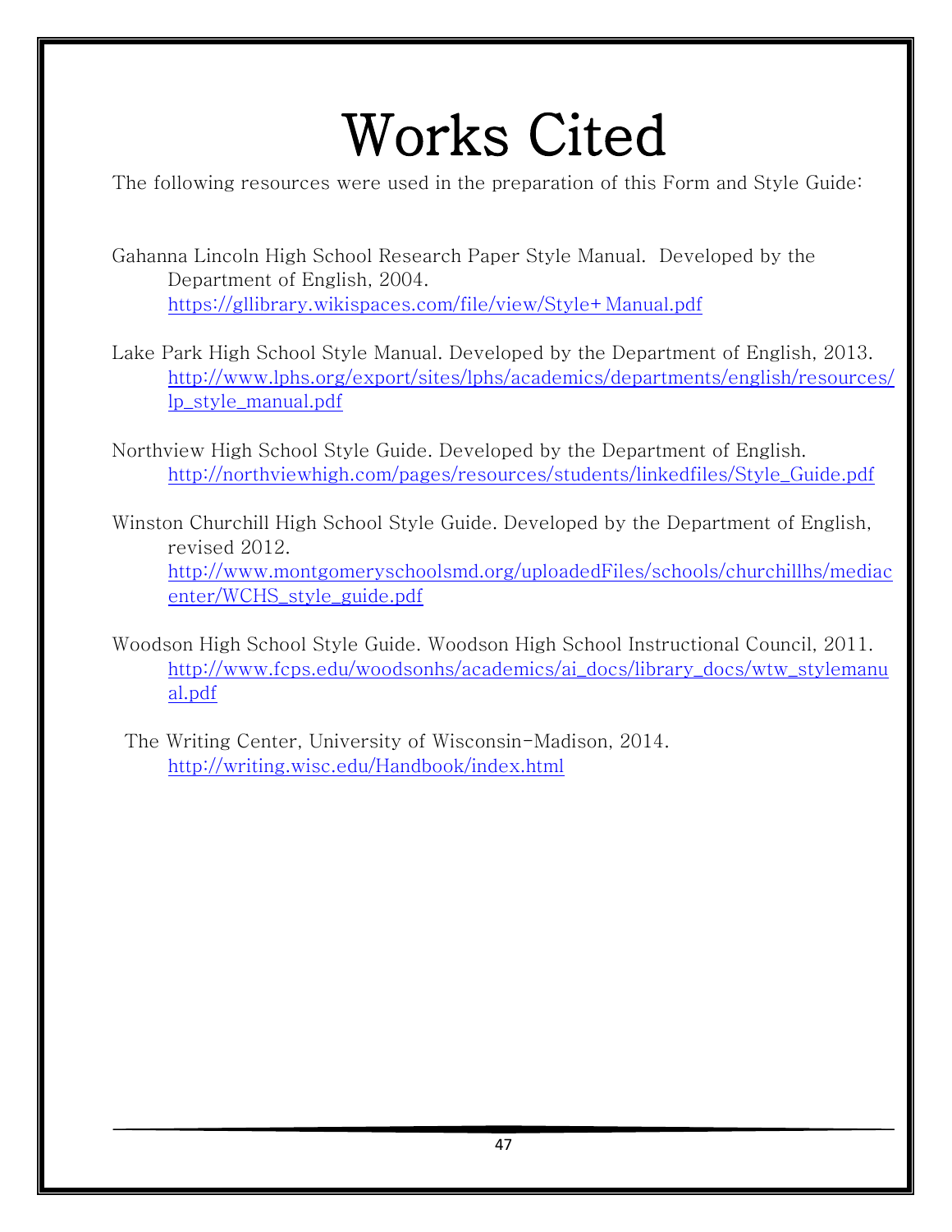# Works Cited

The following resources were used in the preparation of this Form and Style Guide:

Gahanna Lincoln High School Research Paper Style Manual. Developed by the Department of English, 2004. https://gllibrary.wikispaces.com/file/view/Style+Manual.pdf

Lake Park High School Style Manual. Developed by the Department of English, 2013. http://www.lphs.org/export/sites/lphs/academics/departments/english/resources/lp_style_manual.pdf

Northview High School Style Guide. Developed by the Department of English. http://northviewhigh.com/pages/resources/students/linkedfiles/Style_Guide.pdf

Winston Churchill High School Style Guide. Developed by the Department of English, revised 2012. http://www.montgomeryschoolsmd.org/uploadedFiles/schools/churchillhs/mediacenter/WCHS_style_guide.pdf

Woodson High School Style Guide. Woodson High School Instructional Council, 2011. http://www.fcps.edu/woodsonhs/academics/ai_docs/library_docs/wtw_stylemanual.pdf

The Writing Center, University of Wisconsin-Madison, 2014. http://writing.wisc.edu/Handbook/index.html